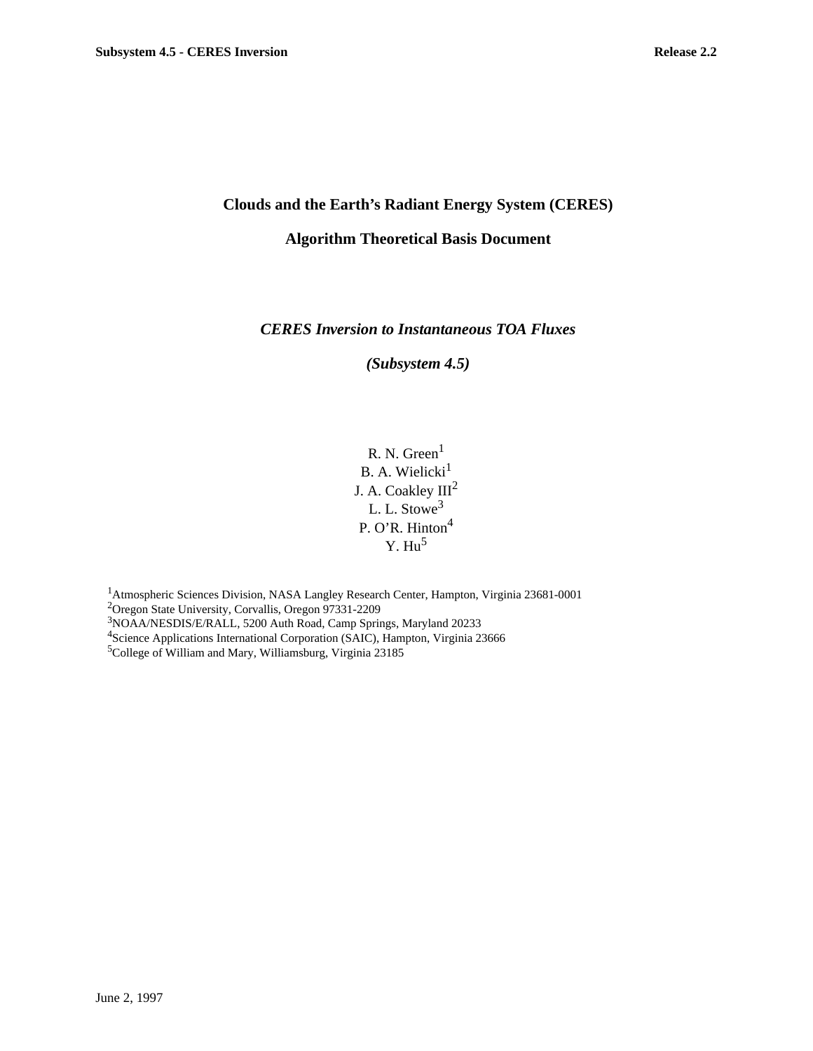# Clouds and the Earth's Radiant Energy System (CERES)

# Algorithm Theoretical Basis Document

## *CERES Inversion to Instantaneous TOA Fluxes*

## *(Subsystem 4.5)*

R. N. Green[1]
B. A. Wielicki[1]
J. A. Coakley III[2]
L. L. Stowe[3]
P. O'R. Hinton[4]
Y. Hu[5]

[1]Atmospheric Sciences Division, NASA Langley Research Center, Hampton, Virginia 23681-0001
[2]Oregon State University, Corvallis, Oregon 97331-2209
[3]NOAA/NESDIS/E/RALL, 5200 Auth Road, Camp Springs, Maryland 20233
[4]Science Applications International Corporation (SAIC), Hampton, Virginia 23666
[5]College of William and Mary, Williamsburg, Virginia 23185

June 2, 1997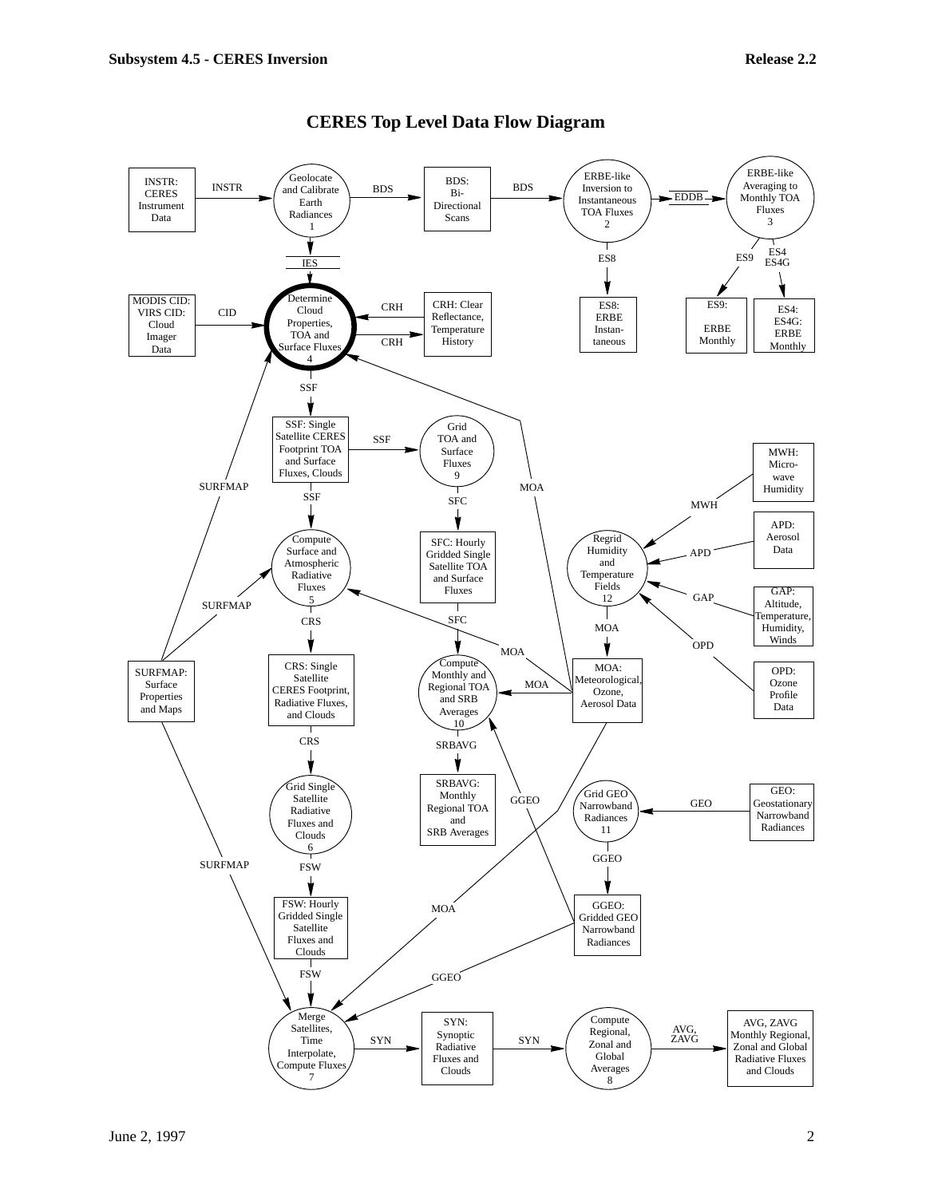## CERES Top Level Data Flow Diagram

INSTR: CERES Instrument Data

INSTR

Geolocate and Calibrate Earth Radiances 1

BDS

BDS: Bi-Directional Scans

BDS

ERBE-like Inversion to Instantaneous TOA Fluxes 2

EDDB

ERBE-like Averaging to Monthly TOA Fluxes 3

IES

ES8

ES9

ES4 ES4G

MODIS CID: VIRS CID: Cloud Imager Data

CID

Determine Cloud Properties, TOA and Surface Fluxes 4

CRH

CRH

CRH: Clear Reflectance, Temperature History

ES8: ERBE Instantaneous

ES9: ERBE Monthly

ES4: ES4G: ERBE Monthly

SSF

SSF: Single Satellite CERES Footprint TOA and Surface Fluxes, Clouds

SSF

Grid TOA and Surface Fluxes 9

MWH: Micro-wave Humidity

SURFMAP

SSF

SFC

MOA

MWH

Compute Surface and Atmospheric Radiative Fluxes 5

SFC: Hourly Gridded Single Satellite TOA and Surface Fluxes

Regrid Humidity and Temperature Fields 12

APD: Aerosol Data

APD

GAP

GAP: Altitude, Temperature, Humidity, Winds

SURFMAP

CRS

SFC

MOA

OPD

MOA

SURFMAP: Surface Properties and Maps

CRS: Single Satellite CERES Footprint, Radiative Fluxes, and Clouds

Compute Monthly and Regional TOA and SRB Averages 10

MOA

MOA: Meteorological, Ozone, Aerosol Data

OPD: Ozone Profile Data

CRS

SRBAVG

Grid Single Satellite Radiative Fluxes and Clouds 6

SRBAVG: Monthly Regional TOA and SRB Averages

GGEO

Grid GEO Narrowband Radiances 11

GEO

GEO: Geostationary Narrowband Radiances

SURFMAP

FSW

GGEO

FSW: Hourly Gridded Single Satellite Fluxes and Clouds

MOA

GGEO: Gridded GEO Narrowband Radiances

FSW

GGEO

Merge Satellites, Time Interpolate, Compute Fluxes 7

SYN

SYN: Synoptic Radiative Fluxes and Clouds

SYN

Compute Regional, Zonal and Global Averages 8

AVG, ZAVG

AVG, ZAVG Monthly Regional, Zonal and Global Radiative Fluxes and Clouds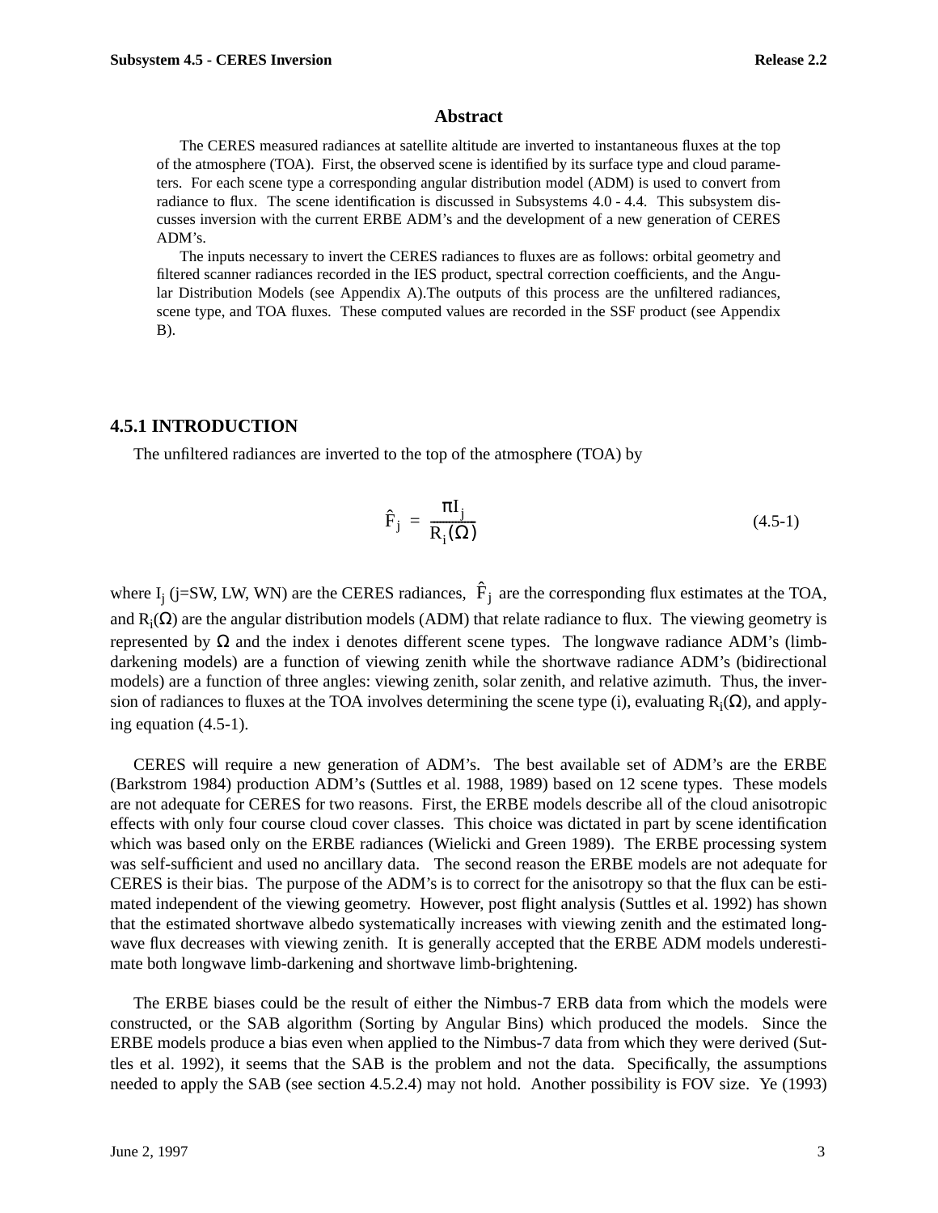## Abstract

The CERES measured radiances at satellite altitude are inverted to instantaneous fluxes at the top of the atmosphere (TOA). First, the observed scene is identified by its surface type and cloud parameters. For each scene type a corresponding angular distribution model (ADM) is used to convert from radiance to flux. The scene identification is discussed in Subsystems 4.0 - 4.4. This subsystem discusses inversion with the current ERBE ADM's and the development of a new generation of CERES ADM's.

The inputs necessary to invert the CERES radiances to fluxes are as follows: orbital geometry and filtered scanner radiances recorded in the IES product, spectral correction coefficients, and the Angular Distribution Models (see Appendix A).The outputs of this process are the unfiltered radiances, scene type, and TOA fluxes. These computed values are recorded in the SSF product (see Appendix B).

## 4.5.1 INTRODUCTION

The unfiltered radiances are inverted to the top of the atmosphere (TOA) by

$$\hat{F}_j = \frac{\pi I_j}{R_i(\Omega)} \tag{4.5-1}$$

where $I_j$ (j=SW, LW, WN) are the CERES radiances, $\hat{F}_j$ are the corresponding flux estimates at the TOA, and $R_i(\Omega)$ are the angular distribution models (ADM) that relate radiance to flux. The viewing geometry is represented by $\Omega$ and the index i denotes different scene types. The longwave radiance ADM's (limb-darkening models) are a function of viewing zenith while the shortwave radiance ADM's (bidirectional models) are a function of three angles: viewing zenith, solar zenith, and relative azimuth. Thus, the inversion of radiances to fluxes at the TOA involves determining the scene type (i), evaluating $R_i(\Omega)$, and applying equation (4.5-1).

CERES will require a new generation of ADM's. The best available set of ADM's are the ERBE (Barkstrom 1984) production ADM's (Suttles et al. 1988, 1989) based on 12 scene types. These models are not adequate for CERES for two reasons. First, the ERBE models describe all of the cloud anisotropic effects with only four course cloud cover classes. This choice was dictated in part by scene identification which was based only on the ERBE radiances (Wielicki and Green 1989). The ERBE processing system was self-sufficient and used no ancillary data. The second reason the ERBE models are not adequate for CERES is their bias. The purpose of the ADM's is to correct for the anisotropy so that the flux can be estimated independent of the viewing geometry. However, post flight analysis (Suttles et al. 1992) has shown that the estimated shortwave albedo systematically increases with viewing zenith and the estimated longwave flux decreases with viewing zenith. It is generally accepted that the ERBE ADM models underestimate both longwave limb-darkening and shortwave limb-brightening.

The ERBE biases could be the result of either the Nimbus-7 ERB data from which the models were constructed, or the SAB algorithm (Sorting by Angular Bins) which produced the models. Since the ERBE models produce a bias even when applied to the Nimbus-7 data from which they were derived (Suttles et al. 1992), it seems that the SAB is the problem and not the data. Specifically, the assumptions needed to apply the SAB (see section 4.5.2.4) may not hold. Another possibility is FOV size. Ye (1993)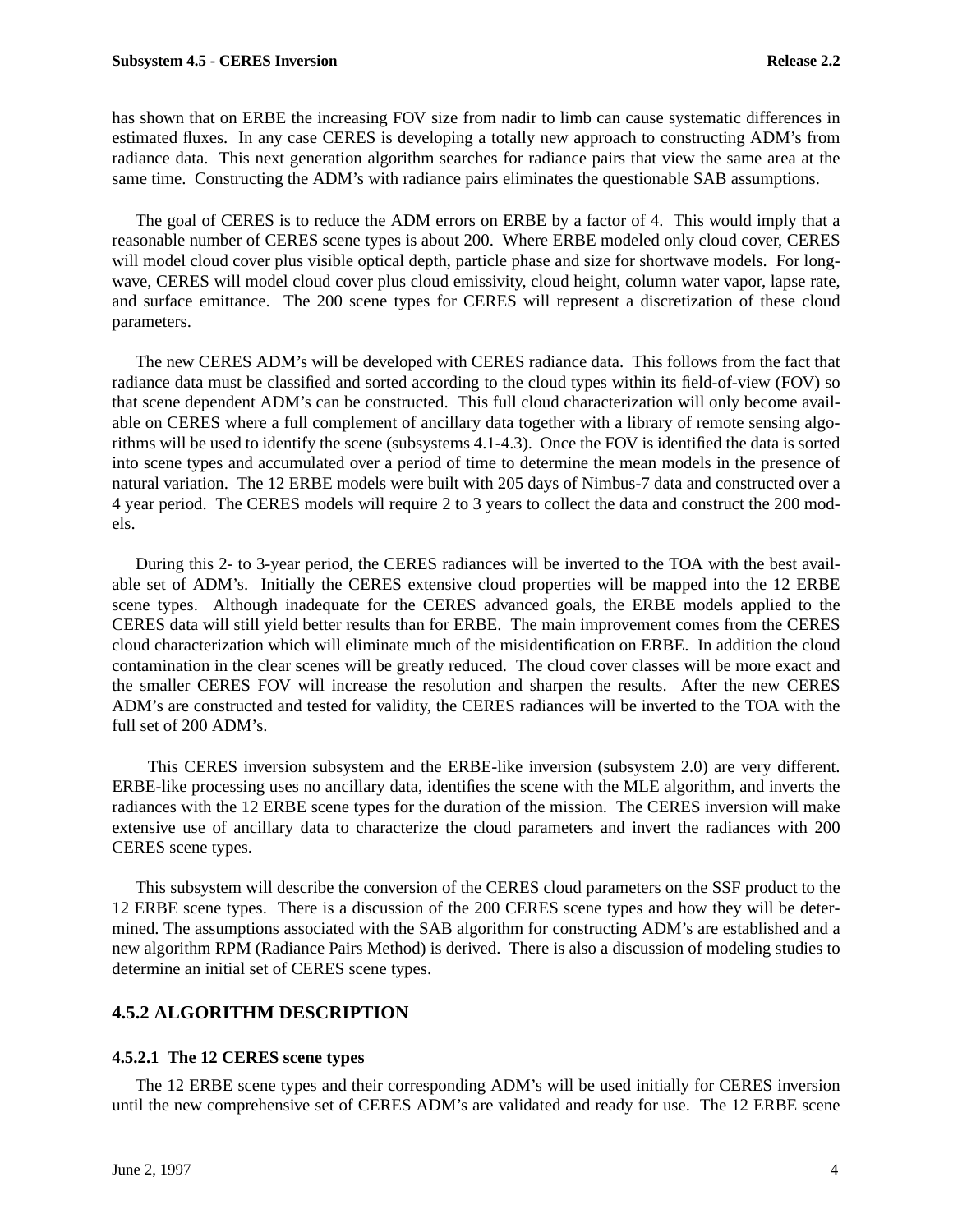has shown that on ERBE the increasing FOV size from nadir to limb can cause systematic differences in estimated fluxes. In any case CERES is developing a totally new approach to constructing ADM's from radiance data. This next generation algorithm searches for radiance pairs that view the same area at the same time. Constructing the ADM's with radiance pairs eliminates the questionable SAB assumptions.

The goal of CERES is to reduce the ADM errors on ERBE by a factor of 4. This would imply that a reasonable number of CERES scene types is about 200. Where ERBE modeled only cloud cover, CERES will model cloud cover plus visible optical depth, particle phase and size for shortwave models. For longwave, CERES will model cloud cover plus cloud emissivity, cloud height, column water vapor, lapse rate, and surface emittance. The 200 scene types for CERES will represent a discretization of these cloud parameters.

The new CERES ADM's will be developed with CERES radiance data. This follows from the fact that radiance data must be classified and sorted according to the cloud types within its field-of-view (FOV) so that scene dependent ADM's can be constructed. This full cloud characterization will only become available on CERES where a full complement of ancillary data together with a library of remote sensing algorithms will be used to identify the scene (subsystems 4.1-4.3). Once the FOV is identified the data is sorted into scene types and accumulated over a period of time to determine the mean models in the presence of natural variation. The 12 ERBE models were built with 205 days of Nimbus-7 data and constructed over a 4 year period. The CERES models will require 2 to 3 years to collect the data and construct the 200 models.

During this 2- to 3-year period, the CERES radiances will be inverted to the TOA with the best available set of ADM's. Initially the CERES extensive cloud properties will be mapped into the 12 ERBE scene types. Although inadequate for the CERES advanced goals, the ERBE models applied to the CERES data will still yield better results than for ERBE. The main improvement comes from the CERES cloud characterization which will eliminate much of the misidentification on ERBE. In addition the cloud contamination in the clear scenes will be greatly reduced. The cloud cover classes will be more exact and the smaller CERES FOV will increase the resolution and sharpen the results. After the new CERES ADM's are constructed and tested for validity, the CERES radiances will be inverted to the TOA with the full set of 200 ADM's.

This CERES inversion subsystem and the ERBE-like inversion (subsystem 2.0) are very different. ERBE-like processing uses no ancillary data, identifies the scene with the MLE algorithm, and inverts the radiances with the 12 ERBE scene types for the duration of the mission. The CERES inversion will make extensive use of ancillary data to characterize the cloud parameters and invert the radiances with 200 CERES scene types.

This subsystem will describe the conversion of the CERES cloud parameters on the SSF product to the 12 ERBE scene types. There is a discussion of the 200 CERES scene types and how they will be determined. The assumptions associated with the SAB algorithm for constructing ADM's are established and a new algorithm RPM (Radiance Pairs Method) is derived. There is also a discussion of modeling studies to determine an initial set of CERES scene types.

## 4.5.2 ALGORITHM DESCRIPTION

### 4.5.2.1 The 12 CERES scene types

The 12 ERBE scene types and their corresponding ADM's will be used initially for CERES inversion until the new comprehensive set of CERES ADM's are validated and ready for use. The 12 ERBE scene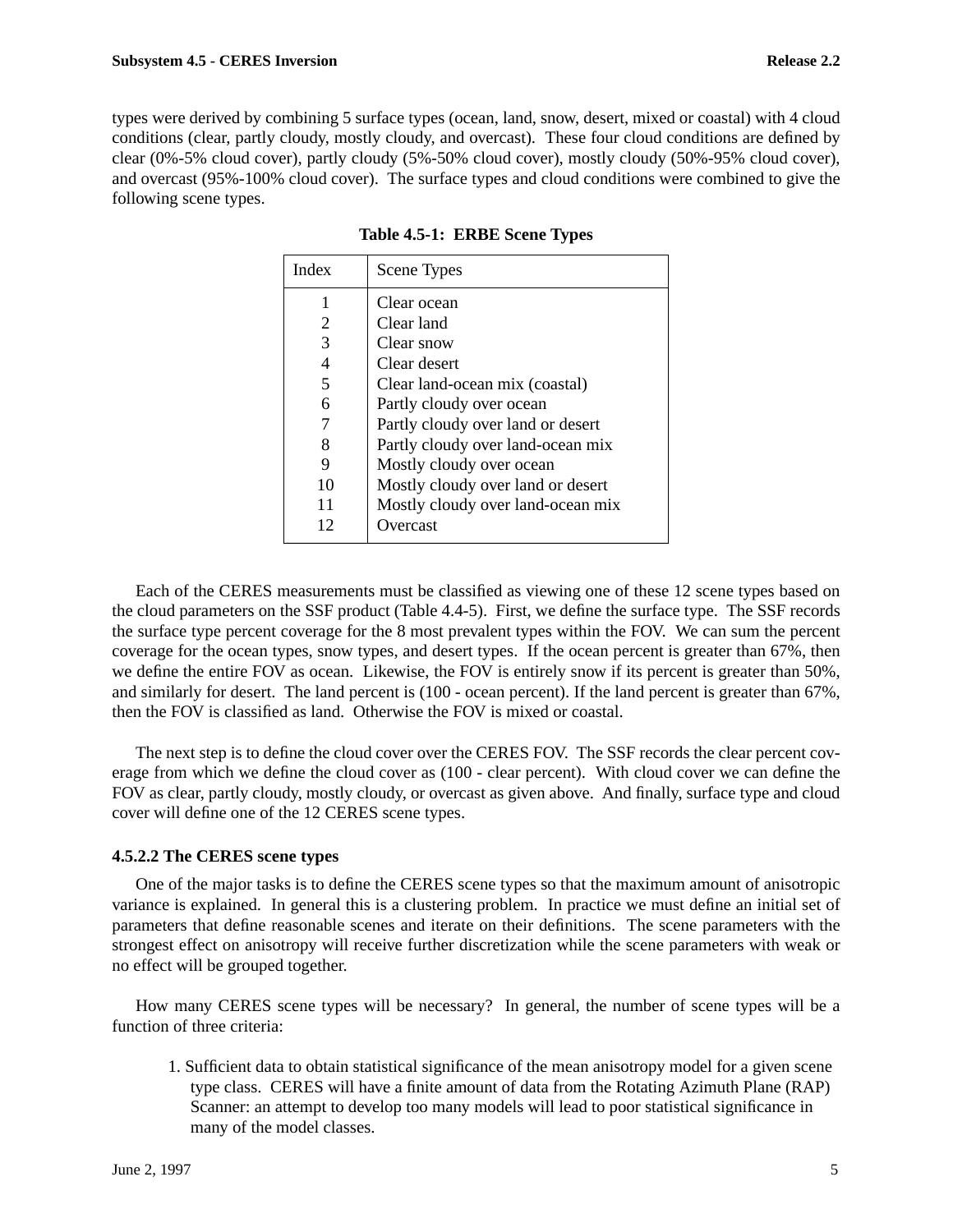types were derived by combining 5 surface types (ocean, land, snow, desert, mixed or coastal) with 4 cloud conditions (clear, partly cloudy, mostly cloudy, and overcast). These four cloud conditions are defined by clear (0%-5% cloud cover), partly cloudy (5%-50% cloud cover), mostly cloudy (50%-95% cloud cover), and overcast (95%-100% cloud cover). The surface types and cloud conditions were combined to give the following scene types.

**Table 4.5-1: ERBE Scene Types**

| Index | Scene Types |
|---|---|
| 1 | Clear ocean |
| 2 | Clear land |
| 3 | Clear snow |
| 4 | Clear desert |
| 5 | Clear land-ocean mix (coastal) |
| 6 | Partly cloudy over ocean |
| 7 | Partly cloudy over land or desert |
| 8 | Partly cloudy over land-ocean mix |
| 9 | Mostly cloudy over ocean |
| 10 | Mostly cloudy over land or desert |
| 11 | Mostly cloudy over land-ocean mix |
| 12 | Overcast |

Each of the CERES measurements must be classified as viewing one of these 12 scene types based on the cloud parameters on the SSF product (Table 4.4-5). First, we define the surface type. The SSF records the surface type percent coverage for the 8 most prevalent types within the FOV. We can sum the percent coverage for the ocean types, snow types, and desert types. If the ocean percent is greater than 67%, then we define the entire FOV as ocean. Likewise, the FOV is entirely snow if its percent is greater than 50%, and similarly for desert. The land percent is (100 - ocean percent). If the land percent is greater than 67%, then the FOV is classified as land. Otherwise the FOV is mixed or coastal.

The next step is to define the cloud cover over the CERES FOV. The SSF records the clear percent coverage from which we define the cloud cover as (100 - clear percent). With cloud cover we can define the FOV as clear, partly cloudy, mostly cloudy, or overcast as given above. And finally, surface type and cloud cover will define one of the 12 CERES scene types.

### 4.5.2.2 The CERES scene types

One of the major tasks is to define the CERES scene types so that the maximum amount of anisotropic variance is explained. In general this is a clustering problem. In practice we must define an initial set of parameters that define reasonable scenes and iterate on their definitions. The scene parameters with the strongest effect on anisotropy will receive further discretization while the scene parameters with weak or no effect will be grouped together.

How many CERES scene types will be necessary? In general, the number of scene types will be a function of three criteria:

1. Sufficient data to obtain statistical significance of the mean anisotropy model for a given scene type class. CERES will have a finite amount of data from the Rotating Azimuth Plane (RAP) Scanner: an attempt to develop too many models will lead to poor statistical significance in many of the model classes.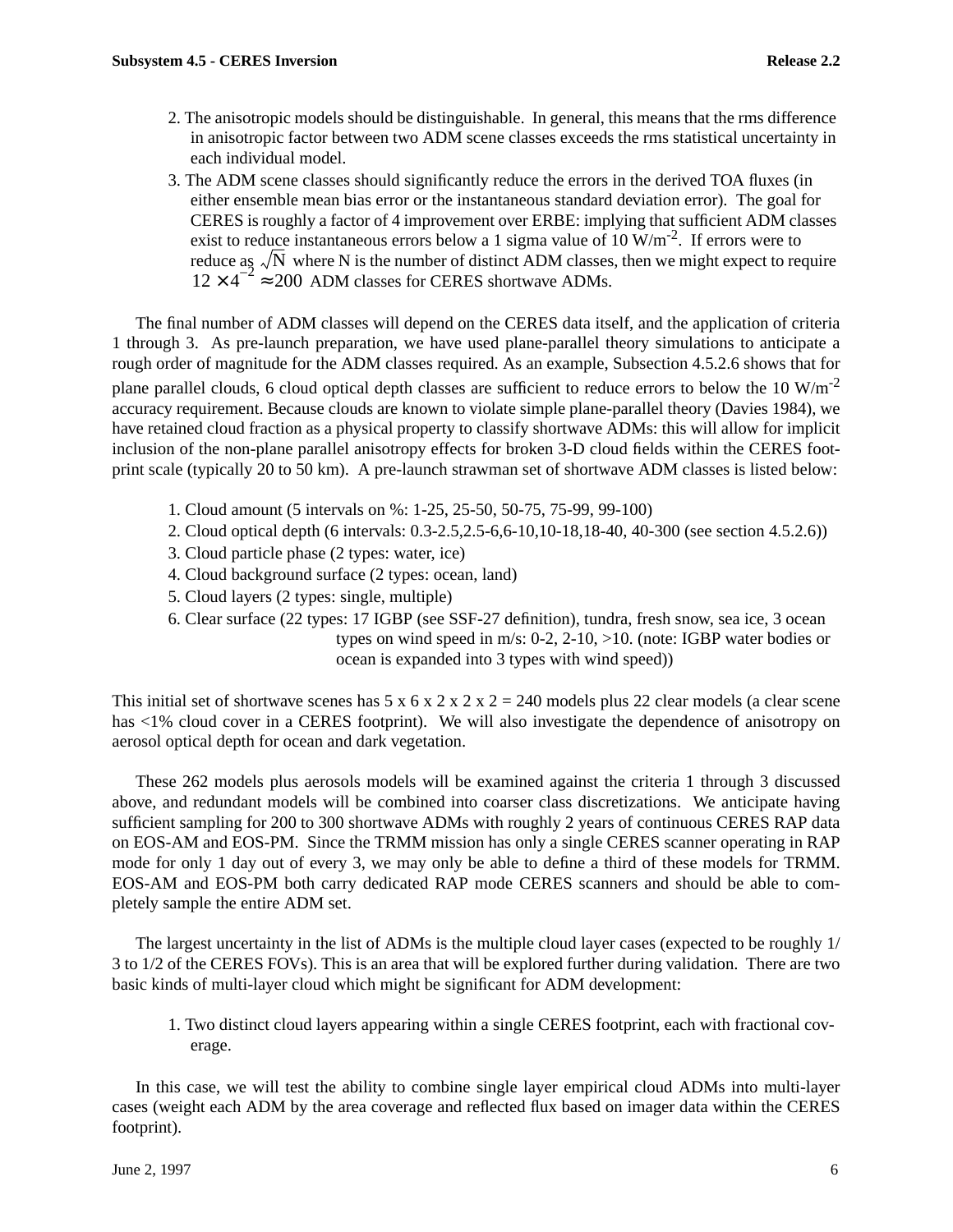2. The anisotropic models should be distinguishable. In general, this means that the rms difference in anisotropic factor between two ADM scene classes exceeds the rms statistical uncertainty in each individual model.
3. The ADM scene classes should significantly reduce the errors in the derived TOA fluxes (in either ensemble mean bias error or the instantaneous standard deviation error). The goal for CERES is roughly a factor of 4 improvement over ERBE: implying that sufficient ADM classes exist to reduce instantaneous errors below a 1 sigma value of 10 W/m$^{-2}$. If errors were to reduce as $\sqrt{N}$ where N is the number of distinct ADM classes, then we might expect to require $12 \times 4^{-2} \approx 200$ ADM classes for CERES shortwave ADMs.

The final number of ADM classes will depend on the CERES data itself, and the application of criteria 1 through 3. As pre-launch preparation, we have used plane-parallel theory simulations to anticipate a rough order of magnitude for the ADM classes required. As an example, Subsection 4.5.2.6 shows that for plane parallel clouds, 6 cloud optical depth classes are sufficient to reduce errors to below the 10 W/m$^{-2}$ accuracy requirement. Because clouds are known to violate simple plane-parallel theory (Davies 1984), we have retained cloud fraction as a physical property to classify shortwave ADMs: this will allow for implicit inclusion of the non-plane parallel anisotropy effects for broken 3-D cloud fields within the CERES footprint scale (typically 20 to 50 km). A pre-launch strawman set of shortwave ADM classes is listed below:

1. Cloud amount (5 intervals on %: 1-25, 25-50, 50-75, 75-99, 99-100)
2. Cloud optical depth (6 intervals: 0.3-2.5,2.5-6,6-10,10-18,18-40, 40-300 (see section 4.5.2.6))
3. Cloud particle phase (2 types: water, ice)
4. Cloud background surface (2 types: ocean, land)
5. Cloud layers (2 types: single, multiple)
6. Clear surface (22 types: 17 IGBP (see SSF-27 definition), tundra, fresh snow, sea ice, 3 ocean types on wind speed in m/s: 0-2, 2-10, >10. (note: IGBP water bodies or ocean is expanded into 3 types with wind speed))

This initial set of shortwave scenes has 5 x 6 x 2 x 2 x 2 = 240 models plus 22 clear models (a clear scene has <1% cloud cover in a CERES footprint). We will also investigate the dependence of anisotropy on aerosol optical depth for ocean and dark vegetation.

These 262 models plus aerosols models will be examined against the criteria 1 through 3 discussed above, and redundant models will be combined into coarser class discretizations. We anticipate having sufficient sampling for 200 to 300 shortwave ADMs with roughly 2 years of continuous CERES RAP data on EOS-AM and EOS-PM. Since the TRMM mission has only a single CERES scanner operating in RAP mode for only 1 day out of every 3, we may only be able to define a third of these models for TRMM. EOS-AM and EOS-PM both carry dedicated RAP mode CERES scanners and should be able to completely sample the entire ADM set.

The largest uncertainty in the list of ADMs is the multiple cloud layer cases (expected to be roughly 1/3 to 1/2 of the CERES FOVs). This is an area that will be explored further during validation. There are two basic kinds of multi-layer cloud which might be significant for ADM development:

1. Two distinct cloud layers appearing within a single CERES footprint, each with fractional coverage.

In this case, we will test the ability to combine single layer empirical cloud ADMs into multi-layer cases (weight each ADM by the area coverage and reflected flux based on imager data within the CERES footprint).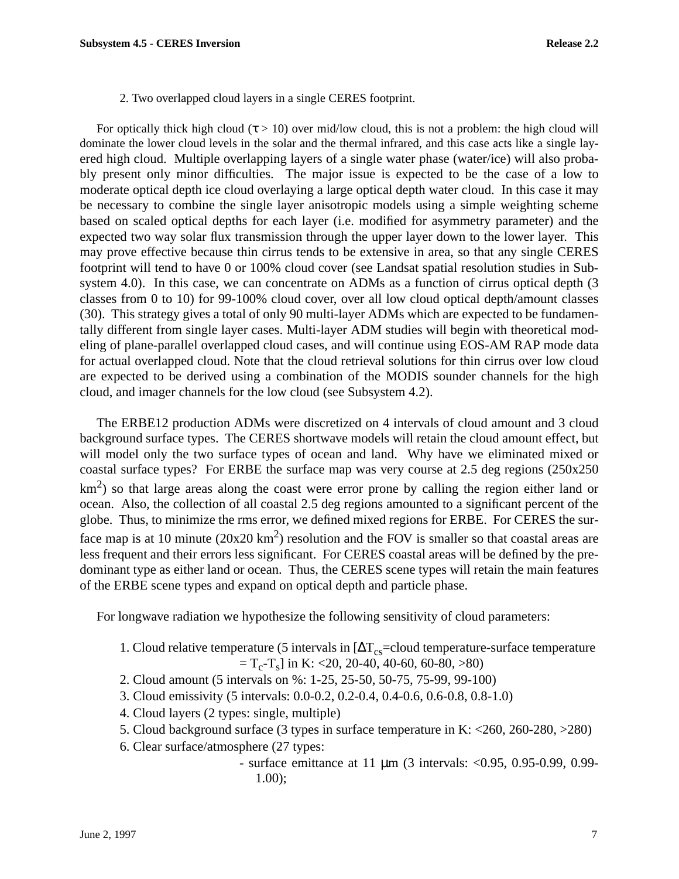2. Two overlapped cloud layers in a single CERES footprint.

For optically thick high cloud ($\tau > 10$) over mid/low cloud, this is not a problem: the high cloud will dominate the lower cloud levels in the solar and the thermal infrared, and this case acts like a single layered high cloud. Multiple overlapping layers of a single water phase (water/ice) will also probably present only minor difficulties. The major issue is expected to be the case of a low to moderate optical depth ice cloud overlaying a large optical depth water cloud. In this case it may be necessary to combine the single layer anisotropic models using a simple weighting scheme based on scaled optical depths for each layer (i.e. modified for asymmetry parameter) and the expected two way solar flux transmission through the upper layer down to the lower layer. This may prove effective because thin cirrus tends to be extensive in area, so that any single CERES footprint will tend to have 0 or 100% cloud cover (see Landsat spatial resolution studies in Subsystem 4.0). In this case, we can concentrate on ADMs as a function of cirrus optical depth (3 classes from 0 to 10) for 99-100% cloud cover, over all low cloud optical depth/amount classes (30). This strategy gives a total of only 90 multi-layer ADMs which are expected to be fundamentally different from single layer cases. Multi-layer ADM studies will begin with theoretical modeling of plane-parallel overlapped cloud cases, and will continue using EOS-AM RAP mode data for actual overlapped cloud. Note that the cloud retrieval solutions for thin cirrus over low cloud are expected to be derived using a combination of the MODIS sounder channels for the high cloud, and imager channels for the low cloud (see Subsystem 4.2).

The ERBE12 production ADMs were discretized on 4 intervals of cloud amount and 3 cloud background surface types. The CERES shortwave models will retain the cloud amount effect, but will model only the two surface types of ocean and land. Why have we eliminated mixed or coastal surface types? For ERBE the surface map was very course at 2.5 deg regions (250x250 $km^2$) so that large areas along the coast were error prone by calling the region either land or ocean. Also, the collection of all coastal 2.5 deg regions amounted to a significant percent of the globe. Thus, to minimize the rms error, we defined mixed regions for ERBE. For CERES the surface map is at 10 minute (20x20 $km^2$) resolution and the FOV is smaller so that coastal areas are less frequent and their errors less significant. For CERES coastal areas will be defined by the predominant type as either land or ocean. Thus, the CERES scene types will retain the main features of the ERBE scene types and expand on optical depth and particle phase.

For longwave radiation we hypothesize the following sensitivity of cloud parameters:

1. Cloud relative temperature (5 intervals in [$\Delta T_{cs}$=cloud temperature-surface temperature = $T_c$-$T_s$] in K: <20, 20-40, 40-60, 60-80, >80)
2. Cloud amount (5 intervals on %: 1-25, 25-50, 50-75, 75-99, 99-100)
3. Cloud emissivity (5 intervals: 0.0-0.2, 0.2-0.4, 0.4-0.6, 0.6-0.8, 0.8-1.0)
4. Cloud layers (2 types: single, multiple)
5. Cloud background surface (3 types in surface temperature in K: <260, 260-280, >280)
6. Clear surface/atmosphere (27 types:
   - surface emittance at 11 $\mu$m (3 intervals: <0.95, 0.95-0.99, 0.99-1.00);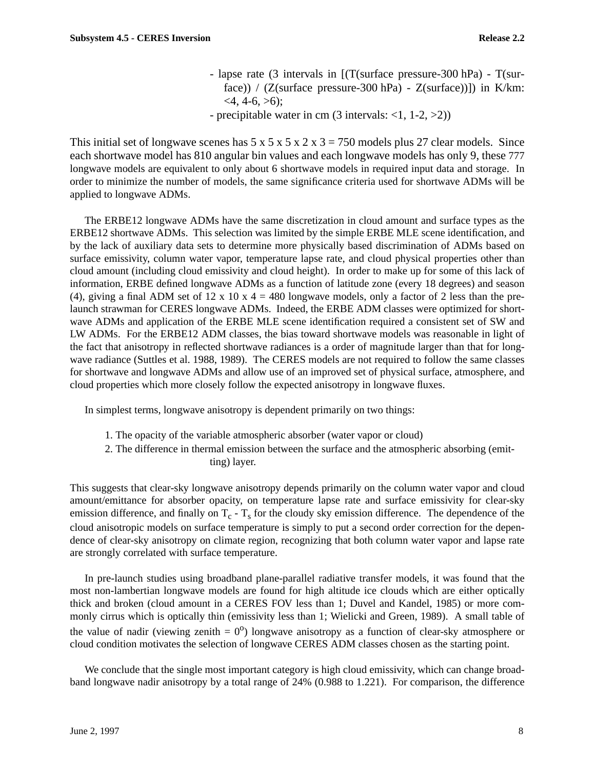- lapse rate (3 intervals in [(T(surface pressure-300 hPa) - T(surface)) / (Z(surface pressure-300 hPa) - Z(surface))]) in K/km: <4, 4-6, >6);
- precipitable water in cm (3 intervals: <1, 1-2, >2))

This initial set of longwave scenes has 5 x 5 x 5 x 2 x 3 = 750 models plus 27 clear models. Since each shortwave model has 810 angular bin values and each longwave models has only 9, these 777 longwave models are equivalent to only about 6 shortwave models in required input data and storage. In order to minimize the number of models, the same significance criteria used for shortwave ADMs will be applied to longwave ADMs.

The ERBE12 longwave ADMs have the same discretization in cloud amount and surface types as the ERBE12 shortwave ADMs. This selection was limited by the simple ERBE MLE scene identification, and by the lack of auxiliary data sets to determine more physically based discrimination of ADMs based on surface emissivity, column water vapor, temperature lapse rate, and cloud physical properties other than cloud amount (including cloud emissivity and cloud height). In order to make up for some of this lack of information, ERBE defined longwave ADMs as a function of latitude zone (every 18 degrees) and season (4), giving a final ADM set of 12 x 10 x 4 = 480 longwave models, only a factor of 2 less than the pre-launch strawman for CERES longwave ADMs. Indeed, the ERBE ADM classes were optimized for shortwave ADMs and application of the ERBE MLE scene identification required a consistent set of SW and LW ADMs. For the ERBE12 ADM classes, the bias toward shortwave models was reasonable in light of the fact that anisotropy in reflected shortwave radiances is a order of magnitude larger than that for longwave radiance (Suttles et al. 1988, 1989). The CERES models are not required to follow the same classes for shortwave and longwave ADMs and allow use of an improved set of physical surface, atmosphere, and cloud properties which more closely follow the expected anisotropy in longwave fluxes.

In simplest terms, longwave anisotropy is dependent primarily on two things:

1. The opacity of the variable atmospheric absorber (water vapor or cloud)
2. The difference in thermal emission between the surface and the atmospheric absorbing (emitting) layer.

This suggests that clear-sky longwave anisotropy depends primarily on the column water vapor and cloud amount/emittance for absorber opacity, on temperature lapse rate and surface emissivity for clear-sky emission difference, and finally on $T_c$ - $T_s$ for the cloudy sky emission difference. The dependence of the cloud anisotropic models on surface temperature is simply to put a second order correction for the dependence of clear-sky anisotropy on climate region, recognizing that both column water vapor and lapse rate are strongly correlated with surface temperature.

In pre-launch studies using broadband plane-parallel radiative transfer models, it was found that the most non-lambertian longwave models are found for high altitude ice clouds which are either optically thick and broken (cloud amount in a CERES FOV less than 1; Duvel and Kandel, 1985) or more commonly cirrus which is optically thin (emissivity less than 1; Wielicki and Green, 1989). A small table of the value of nadir (viewing zenith = $0^o$) longwave anisotropy as a function of clear-sky atmosphere or cloud condition motivates the selection of longwave CERES ADM classes chosen as the starting point.

We conclude that the single most important category is high cloud emissivity, which can change broadband longwave nadir anisotropy by a total range of 24% (0.988 to 1.221). For comparison, the difference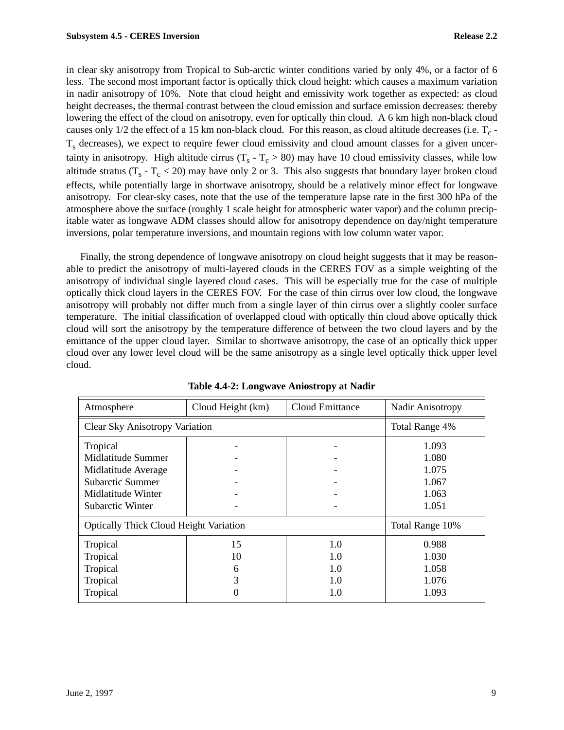in clear sky anisotropy from Tropical to Sub-arctic winter conditions varied by only 4%, or a factor of 6 less. The second most important factor is optically thick cloud height: which causes a maximum variation in nadir anisotropy of 10%. Note that cloud height and emissivity work together as expected: as cloud height decreases, the thermal contrast between the cloud emission and surface emission decreases: thereby lowering the effect of the cloud on anisotropy, even for optically thin cloud. A 6 km high non-black cloud causes only 1/2 the effect of a 15 km non-black cloud. For this reason, as cloud altitude decreases (i.e. $T_c$ - $T_s$ decreases), we expect to require fewer cloud emissivity and cloud amount classes for a given uncertainty in anisotropy. High altitude cirrus ($T_s$ - $T_c$ > 80) may have 10 cloud emissivity classes, while low altitude stratus ($T_s$ - $T_c$ < 20) may have only 2 or 3. This also suggests that boundary layer broken cloud effects, while potentially large in shortwave anisotropy, should be a relatively minor effect for longwave anisotropy. For clear-sky cases, note that the use of the temperature lapse rate in the first 300 hPa of the atmosphere above the surface (roughly 1 scale height for atmospheric water vapor) and the column precipitable water as longwave ADM classes should allow for anisotropy dependence on day/night temperature inversions, polar temperature inversions, and mountain regions with low column water vapor.

Finally, the strong dependence of longwave anisotropy on cloud height suggests that it may be reasonable to predict the anisotropy of multi-layered clouds in the CERES FOV as a simple weighting of the anisotropy of individual single layered cloud cases. This will be especially true for the case of multiple optically thick cloud layers in the CERES FOV. For the case of thin cirrus over low cloud, the longwave anisotropy will probably not differ much from a single layer of thin cirrus over a slightly cooler surface temperature. The initial classification of overlapped cloud with optically thin cloud above optically thick cloud will sort the anisotropy by the temperature difference of between the two cloud layers and by the emittance of the upper cloud layer. Similar to shortwave anisotropy, the case of an optically thick upper cloud over any lower level cloud will be the same anisotropy as a single level optically thick upper level cloud.

**Table 4.4-2: Longwave Aniostropy at Nadir**

| Atmosphere | Cloud Height (km) | Cloud Emittance | Nadir Anisotropy |
|---|---|---|---|
| Clear Sky Anisotropy Variation | | | Total Range 4% |
| Tropical | - | - | 1.093 |
| Midlatitude Summer | - | - | 1.080 |
| Midlatitude Average | - | - | 1.075 |
| Subarctic Summer | - | - | 1.067 |
| Midlatitude Winter | - | - | 1.063 |
| Subarctic Winter | - | - | 1.051 |
| Optically Thick Cloud Height Variation | | | Total Range 10% |
| Tropical | 15 | 1.0 | 0.988 |
| Tropical | 10 | 1.0 | 1.030 |
| Tropical | 6 | 1.0 | 1.058 |
| Tropical | 3 | 1.0 | 1.076 |
| Tropical | 0 | 1.0 | 1.093 |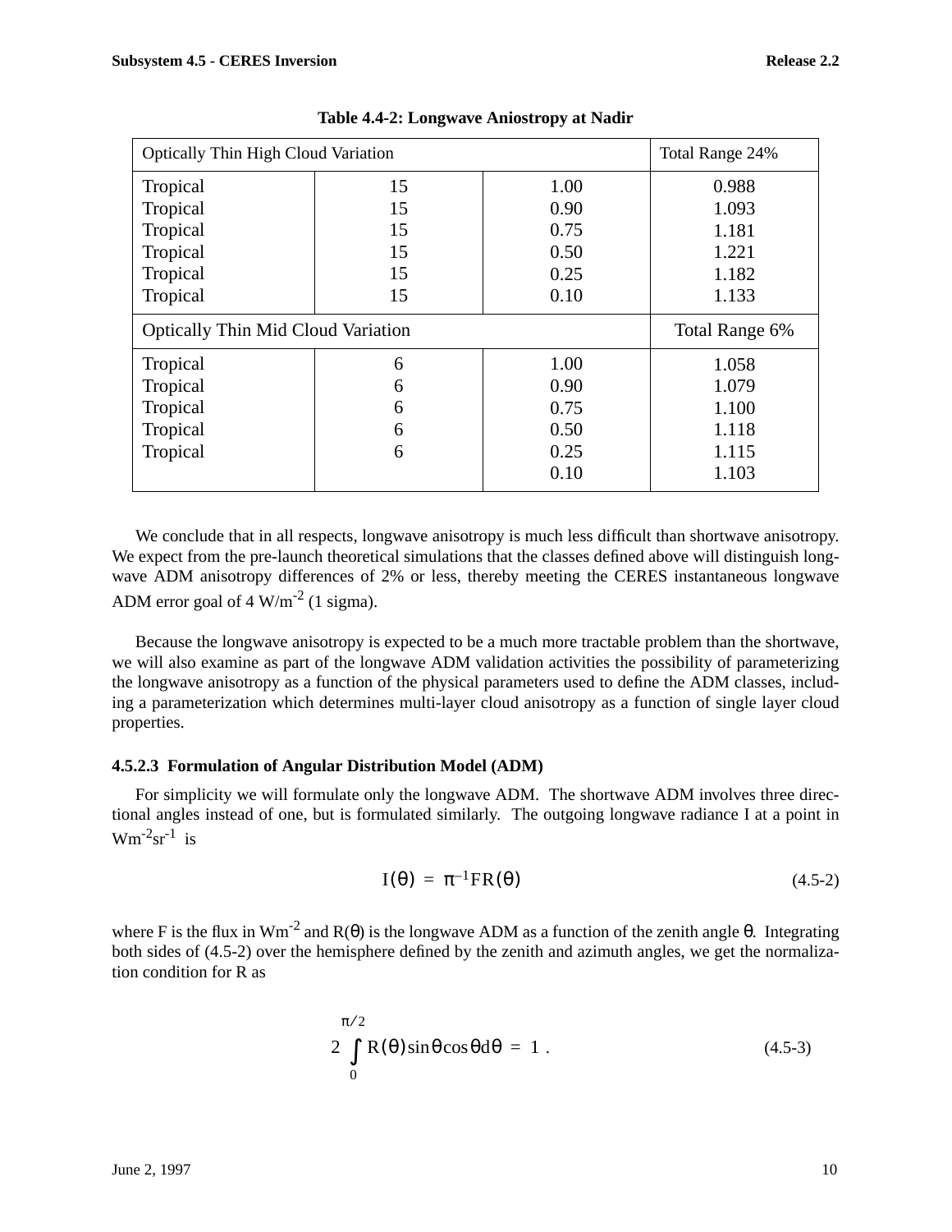**Table 4.4-2: Longwave Aniostropy at Nadir**

| Optically Thin High Cloud Variation | | | Total Range 24% |
|---|---|---|---|
| Tropical | 15 | 1.00 | 0.988 |
| Tropical | 15 | 0.90 | 1.093 |
| Tropical | 15 | 0.75 | 1.181 |
| Tropical | 15 | 0.50 | 1.221 |
| Tropical | 15 | 0.25 | 1.182 |
| Tropical | 15 | 0.10 | 1.133 |
| **Optically Thin Mid Cloud Variation** | | | **Total Range 6%** |
| Tropical | 6 | 1.00 | 1.058 |
| Tropical | 6 | 0.90 | 1.079 |
| Tropical | 6 | 0.75 | 1.100 |
| Tropical | 6 | 0.50 | 1.118 |
| Tropical | 6 | 0.25 | 1.115 |
| | | 0.10 | 1.103 |

We conclude that in all respects, longwave anisotropy is much less difficult than shortwave anisotropy. We expect from the pre-launch theoretical simulations that the classes defined above will distinguish longwave ADM anisotropy differences of 2% or less, thereby meeting the CERES instantaneous longwave ADM error goal of 4 $W/m^{-2}$ (1 sigma).

Because the longwave anisotropy is expected to be a much more tractable problem than the shortwave, we will also examine as part of the longwave ADM validation activities the possibility of parameterizing the longwave anisotropy as a function of the physical parameters used to define the ADM classes, including a parameterization which determines multi-layer cloud anisotropy as a function of single layer cloud properties.

### 4.5.2.3 Formulation of Angular Distribution Model (ADM)

For simplicity we will formulate only the longwave ADM. The shortwave ADM involves three directional angles instead of one, but is formulated similarly. The outgoing longwave radiance I at a point in $Wm^{-2}sr^{-1}$ is

$$I(\theta) = \pi^{-1} F R(\theta) \tag{4.5-2}$$

where F is the flux in $Wm^{-2}$ and $R(\theta)$ is the longwave ADM as a function of the zenith angle $\theta$. Integrating both sides of (4.5-2) over the hemisphere defined by the zenith and azimuth angles, we get the normalization condition for R as

$$2\int_0^{\pi/2} R(\theta)\sin\theta\cos\theta d\theta = 1 \ . \tag{4.5-3}$$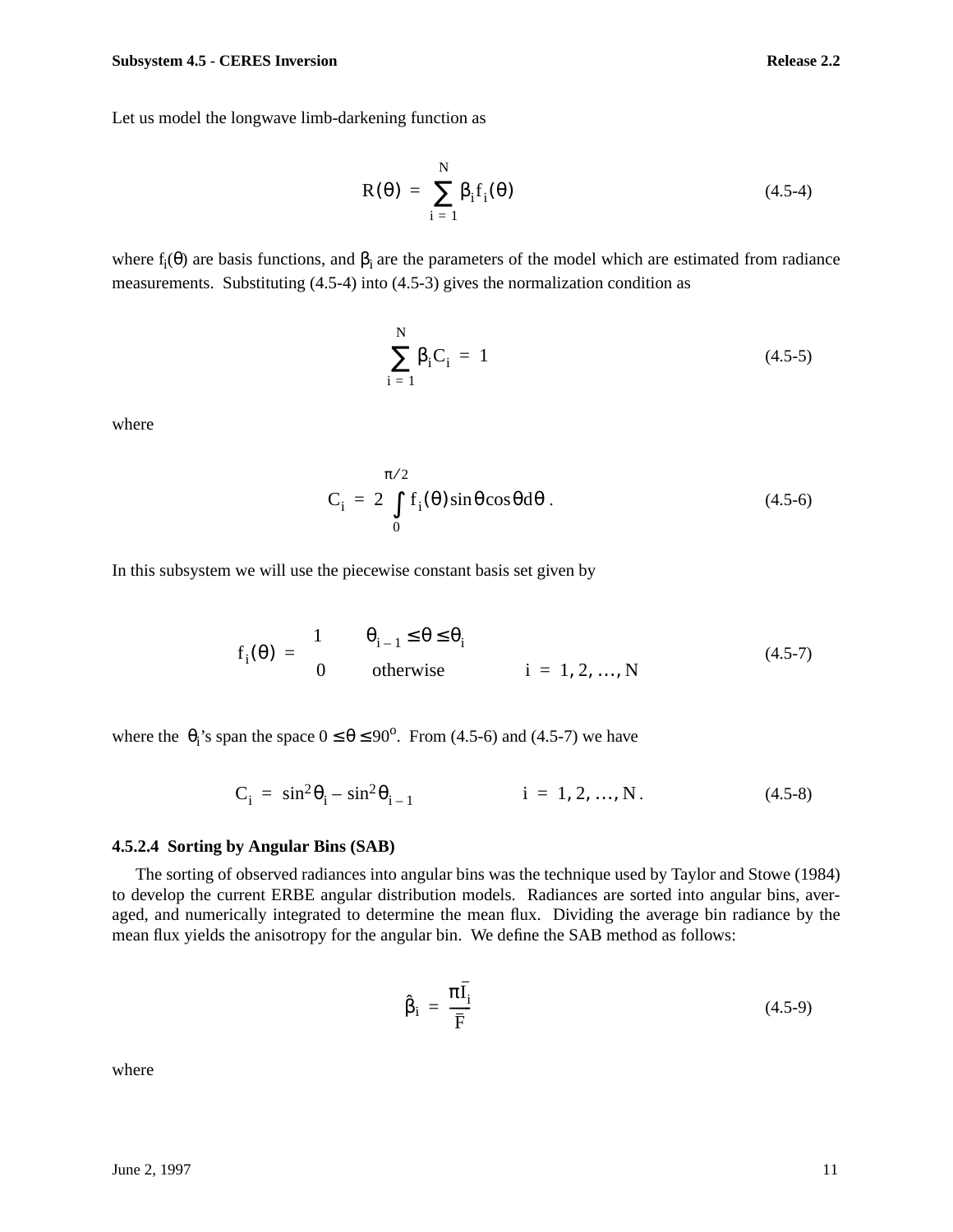Let us model the longwave limb-darkening function as

$$R(\theta) = \sum_{i=1}^{N} \beta_i f_i(\theta) \tag{4.5-4}$$

where $f_i(\theta)$ are basis functions, and $\beta_i$ are the parameters of the model which are estimated from radiance measurements. Substituting (4.5-4) into (4.5-3) gives the normalization condition as

$$\sum_{i=1}^{N} \beta_i C_i = 1 \tag{4.5-5}$$

where

$$C_i = 2 \int_0^{\pi/2} f_i(\theta) \sin\theta \cos\theta d\theta . \tag{4.5-6}$$

In this subsystem we will use the piecewise constant basis set given by

$$f_i(\theta) = \begin{cases} 1 & \theta_{i-1} \le \theta \le \theta_i \\ 0 & \text{otherwise} \end{cases} \qquad i = 1, 2, \ldots, N \tag{4.5-7}$$

where the $\theta_i$'s span the space $0 \le \theta \le 90^o$. From (4.5-6) and (4.5-7) we have

$$C_i = \sin^2\theta_i - \sin^2\theta_{i-1} \qquad i = 1, 2, \ldots, N . \tag{4.5-8}$$

#### 4.5.2.4 Sorting by Angular Bins (SAB)

The sorting of observed radiances into angular bins was the technique used by Taylor and Stowe (1984) to develop the current ERBE angular distribution models. Radiances are sorted into angular bins, averaged, and numerically integrated to determine the mean flux. Dividing the average bin radiance by the mean flux yields the anisotropy for the angular bin. We define the SAB method as follows:

$$\hat{\beta}_i = \frac{\pi \bar{I}_i}{\bar{F}} \tag{4.5-9}$$

where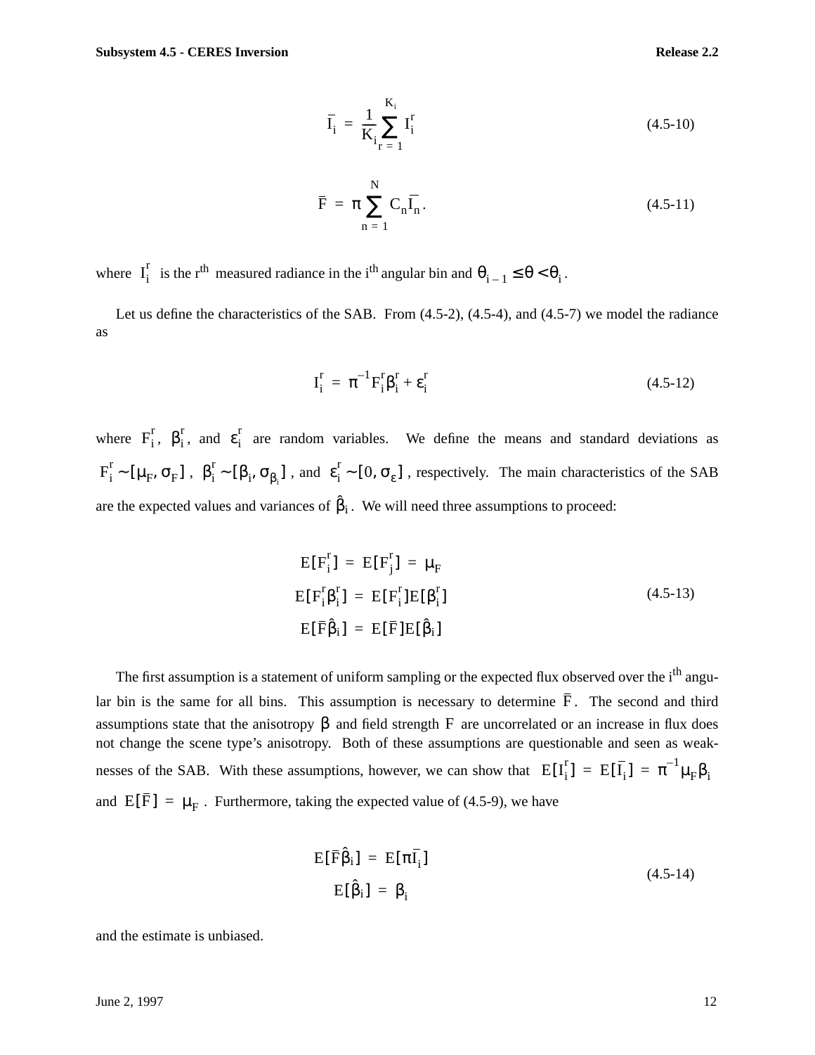$$\bar{I}_i = \frac{1}{K_i} \sum_{r=1}^{K_i} I_i^r \tag{4.5-10}$$

$$\bar{F} = \pi \sum_{n=1}^{N} C_n \bar{I}_n . \tag{4.5-11}$$

where $I_i^r$ is the r$^{th}$ measured radiance in the i$^{th}$ angular bin and $\theta_{i-1} \le \theta < \theta_i$.

Let us define the characteristics of the SAB. From (4.5-2), (4.5-4), and (4.5-7) we model the radiance as

$$I_i^r = \pi^{-1} F_i^r \beta_i^r + \varepsilon_i^r \tag{4.5-12}$$

where $F_i^r$, $\beta_i^r$, and $\varepsilon_i^r$ are random variables. We define the means and standard deviations as $F_i^r \sim [\mu_F, \sigma_F]$, $\beta_i^r \sim [\beta_i, \sigma_{\beta_i}]$, and $\varepsilon_i^r \sim [0, \sigma_\varepsilon]$, respectively. The main characteristics of the SAB are the expected values and variances of $\hat{\beta}_i$. We will need three assumptions to proceed:

$$\begin{aligned} E[F_i^r] &= E[F_j^r] = \mu_F \\ E[F_i^r \beta_i^r] &= E[F_i^r] E[\beta_i^r] \\ E[\bar{F} \hat{\beta}_i] &= E[\bar{F}] E[\hat{\beta}_i] \end{aligned} \tag{4.5-13}$$

The first assumption is a statement of uniform sampling or the expected flux observed over the i$^{th}$ angular bin is the same for all bins. This assumption is necessary to determine $\bar{F}$. The second and third assumptions state that the anisotropy $\beta$ and field strength $F$ are uncorrelated or an increase in flux does not change the scene type's anisotropy. Both of these assumptions are questionable and seen as weaknesses of the SAB. With these assumptions, however, we can show that $E[I_i^r] = E[\bar{I}_i] = \pi^{-1} \mu_F \beta_i$ and $E[\bar{F}] = \mu_F$. Furthermore, taking the expected value of (4.5-9), we have

$$\begin{aligned} E[\bar{F} \hat{\beta}_i] &= E[\pi \bar{I}_i] \\ E[\hat{\beta}_i] &= \beta_i \end{aligned} \tag{4.5-14}$$

and the estimate is unbiased.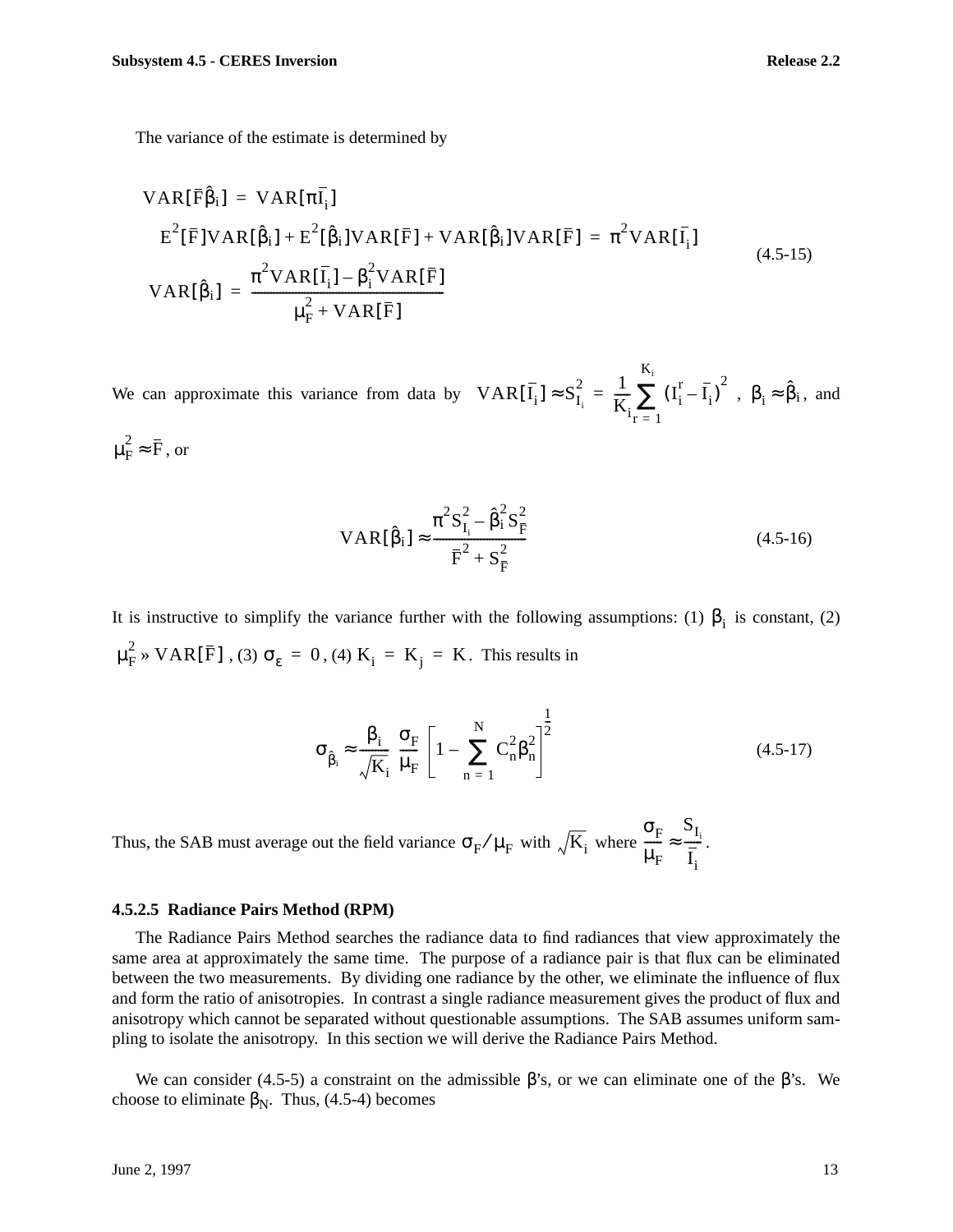The variance of the estimate is determined by

$$
\begin{aligned}
\mathrm{VAR}[\bar{F}\hat{\beta}_i] &= \mathrm{VAR}[\pi \bar{I}_i] \\
E^2[\bar{F}]\mathrm{VAR}[\hat{\beta}_i] + E^2[\hat{\beta}_i]\mathrm{VAR}[\bar{F}] + \mathrm{VAR}[\hat{\beta}_i]\mathrm{VAR}[\bar{F}] &= \pi^2 \mathrm{VAR}[\bar{I}_i] \\
\mathrm{VAR}[\hat{\beta}_i] &= \frac{\pi^2 \mathrm{VAR}[\bar{I}_i] - \beta_i^2 \mathrm{VAR}[\bar{F}]}{\mu_F^2 + \mathrm{VAR}[\bar{F}]}
\end{aligned}
\tag{4.5-15}
$$

We can approximate this variance from data by $\mathrm{VAR}[\bar{I}_i] \approx S_{I_i}^2 = \frac{1}{K_i}\sum_{r=1}^{K_i}(I_i^r - \bar{I}_i)^2$ , $\beta_i \approx \hat{\beta}_i$, and $\mu_F^2 \approx \bar{F}$, or

$$
\mathrm{VAR}[\hat{\beta}_i] \approx \frac{\pi^2 S_{I_i}^2 - \hat{\beta}_i^2 S_{\bar{F}}^2}{\bar{F}^2 + S_{\bar{F}}^2}
\tag{4.5-16}
$$

It is instructive to simplify the variance further with the following assumptions: (1) $\beta_i$ is constant, (2) $\mu_F^2 \gg \mathrm{VAR}[\bar{F}]$, (3) $\sigma_\varepsilon = 0$, (4) $K_i = K_j = K$. This results in

$$
\sigma_{\hat{\beta}_i} \approx \frac{\beta_i}{\sqrt{K_i}} \frac{\sigma_F}{\mu_F}\left[1 - \sum_{n=1}^{N} C_n^2 \beta_n^2\right]^{\frac{1}{2}}
\tag{4.5-17}
$$

Thus, the SAB must average out the field variance $\sigma_F / \mu_F$ with $\sqrt{K_i}$ where $\frac{\sigma_F}{\mu_F} \approx \frac{S_{I_i}}{\bar{I}_i}$.

### 4.5.2.5 Radiance Pairs Method (RPM)

The Radiance Pairs Method searches the radiance data to find radiances that view approximately the same area at approximately the same time. The purpose of a radiance pair is that flux can be eliminated between the two measurements. By dividing one radiance by the other, we eliminate the influence of flux and form the ratio of anisotropies. In contrast a single radiance measurement gives the product of flux and anisotropy which cannot be separated without questionable assumptions. The SAB assumes uniform sampling to isolate the anisotropy. In this section we will derive the Radiance Pairs Method.

We can consider (4.5-5) a constraint on the admissible $\beta$'s, or we can eliminate one of the $\beta$'s. We choose to eliminate $\beta_N$. Thus, (4.5-4) becomes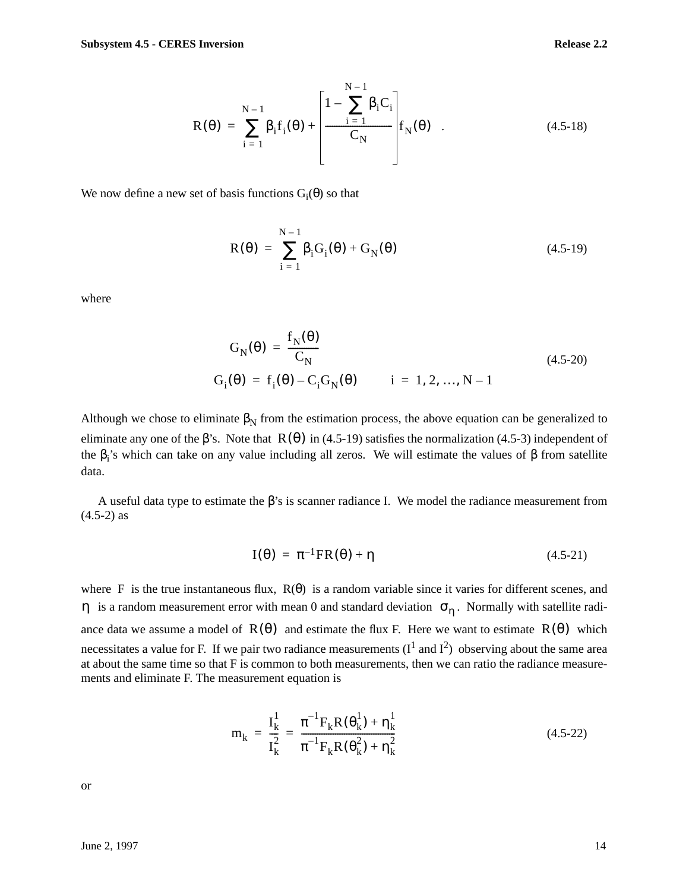$$R(\theta) = \sum_{i=1}^{N-1} \beta_i f_i(\theta) + \left[ \frac{1 - \sum_{i=1}^{N-1} \beta_i C_i}{C_N} \right] f_N(\theta) \quad . \tag{4.5-18}$$

We now define a new set of basis functions $G_i(\theta)$ so that

$$R(\theta) = \sum_{i=1}^{N-1} \beta_i G_i(\theta) + G_N(\theta) \tag{4.5-19}$$

where

$$\begin{aligned} G_N(\theta) &= \frac{f_N(\theta)}{C_N} \\ G_i(\theta) &= f_i(\theta) - C_i G_N(\theta) \qquad i = 1, 2, \ldots, N-1 \end{aligned} \tag{4.5-20}$$

Although we chose to eliminate $\beta_N$ from the estimation process, the above equation can be generalized to eliminate any one of the $\beta$'s. Note that $R(\theta)$ in (4.5-19) satisfies the normalization (4.5-3) independent of the $\beta_i$'s which can take on any value including all zeros. We will estimate the values of $\beta$ from satellite data.

A useful data type to estimate the $\beta$'s is scanner radiance I. We model the radiance measurement from (4.5-2) as

$$I(\theta) = \pi^{-1} F R(\theta) + \eta \tag{4.5-21}$$

where $F$ is the true instantaneous flux, $R(\theta)$ is a random variable since it varies for different scenes, and $\eta$ is a random measurement error with mean 0 and standard deviation $\sigma_\eta$. Normally with satellite radiance data we assume a model of $R(\theta)$ and estimate the flux F. Here we want to estimate $R(\theta)$ which necessitates a value for F. If we pair two radiance measurements ($I^1$ and $I^2$) observing about the same area at about the same time so that F is common to both measurements, then we can ratio the radiance measurements and eliminate F. The measurement equation is

$$m_k = \frac{I_k^1}{I_k^2} = \frac{\pi^{-1} F_k R(\theta_k^1) + \eta_k^1}{\pi^{-1} F_k R(\theta_k^2) + \eta_k^2} \tag{4.5-22}$$

or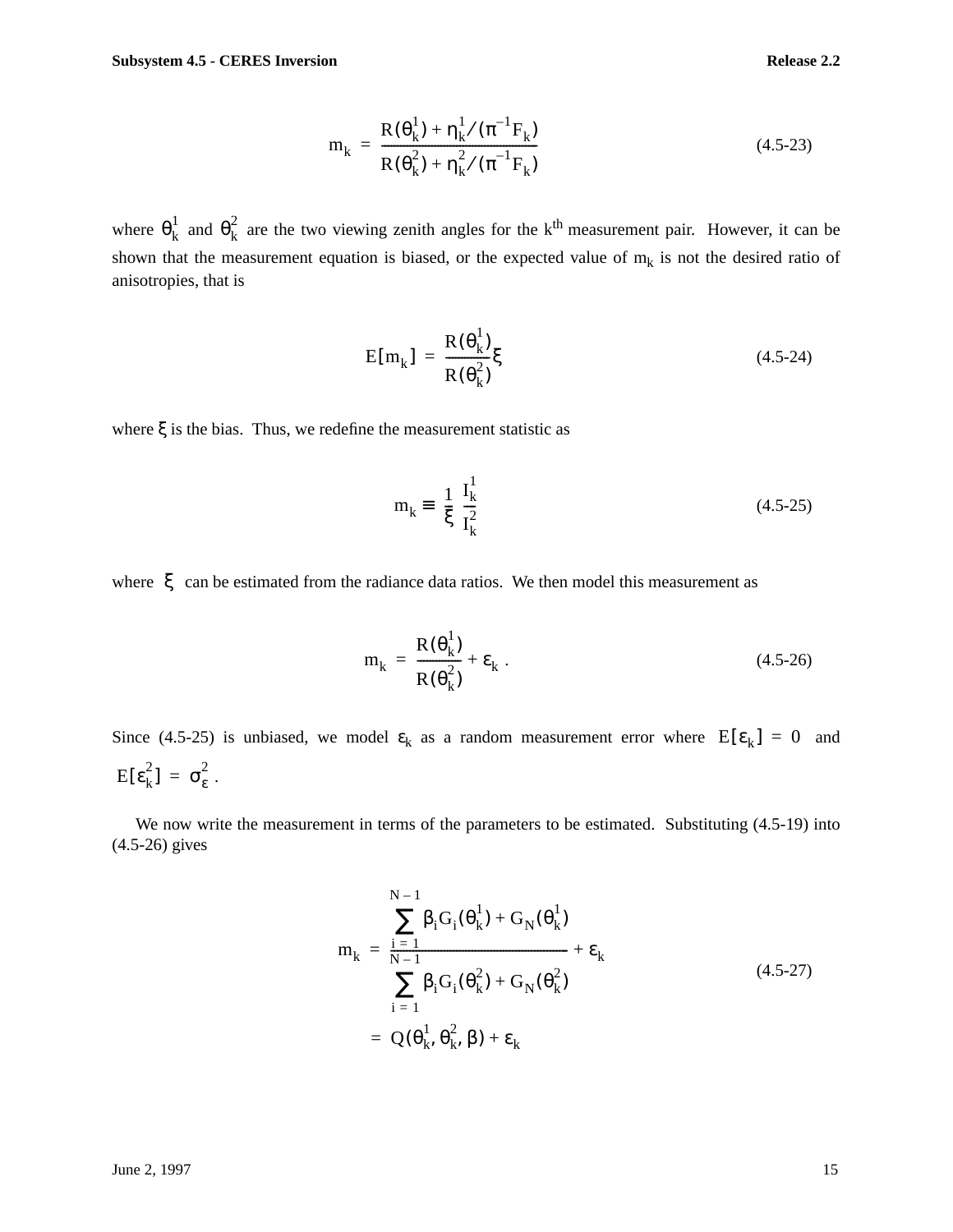$$m_k = \frac{R(\theta_k^1) + \eta_k^1/(\pi^{-1}F_k)}{R(\theta_k^2) + \eta_k^2/(\pi^{-1}F_k)} \tag{4.5-23}$$

where $\theta_k^1$ and $\theta_k^2$ are the two viewing zenith angles for the k[th] measurement pair. However, it can be shown that the measurement equation is biased, or the expected value of $m_k$ is not the desired ratio of anisotropies, that is

$$E[m_k] = \frac{R(\theta_k^1)}{R(\theta_k^2)}\xi \tag{4.5-24}$$

where $\xi$ is the bias. Thus, we redefine the measurement statistic as

$$m_k \equiv \frac{1}{\xi}\frac{I_k^1}{I_k^2} \tag{4.5-25}$$

where $\xi$ can be estimated from the radiance data ratios. We then model this measurement as

$$m_k = \frac{R(\theta_k^1)}{R(\theta_k^2)} + \varepsilon_k . \tag{4.5-26}$$

Since (4.5-25) is unbiased, we model $\varepsilon_k$ as a random measurement error where $E[\varepsilon_k] = 0$ and $E[\varepsilon_k^2] = \sigma_\varepsilon^2$ .

We now write the measurement in terms of the parameters to be estimated. Substituting (4.5-19) into (4.5-26) gives

$$
\begin{aligned}
m_k &= \frac{\sum_{i=1}^{N-1} \beta_i G_i(\theta_k^1) + G_N(\theta_k^1)}{\sum_{i=1}^{N-1} \beta_i G_i(\theta_k^2) + G_N(\theta_k^2)} + \varepsilon_k \\
&= Q(\theta_k^1, \theta_k^2, \beta) + \varepsilon_k
\end{aligned} \tag{4.5-27}
$$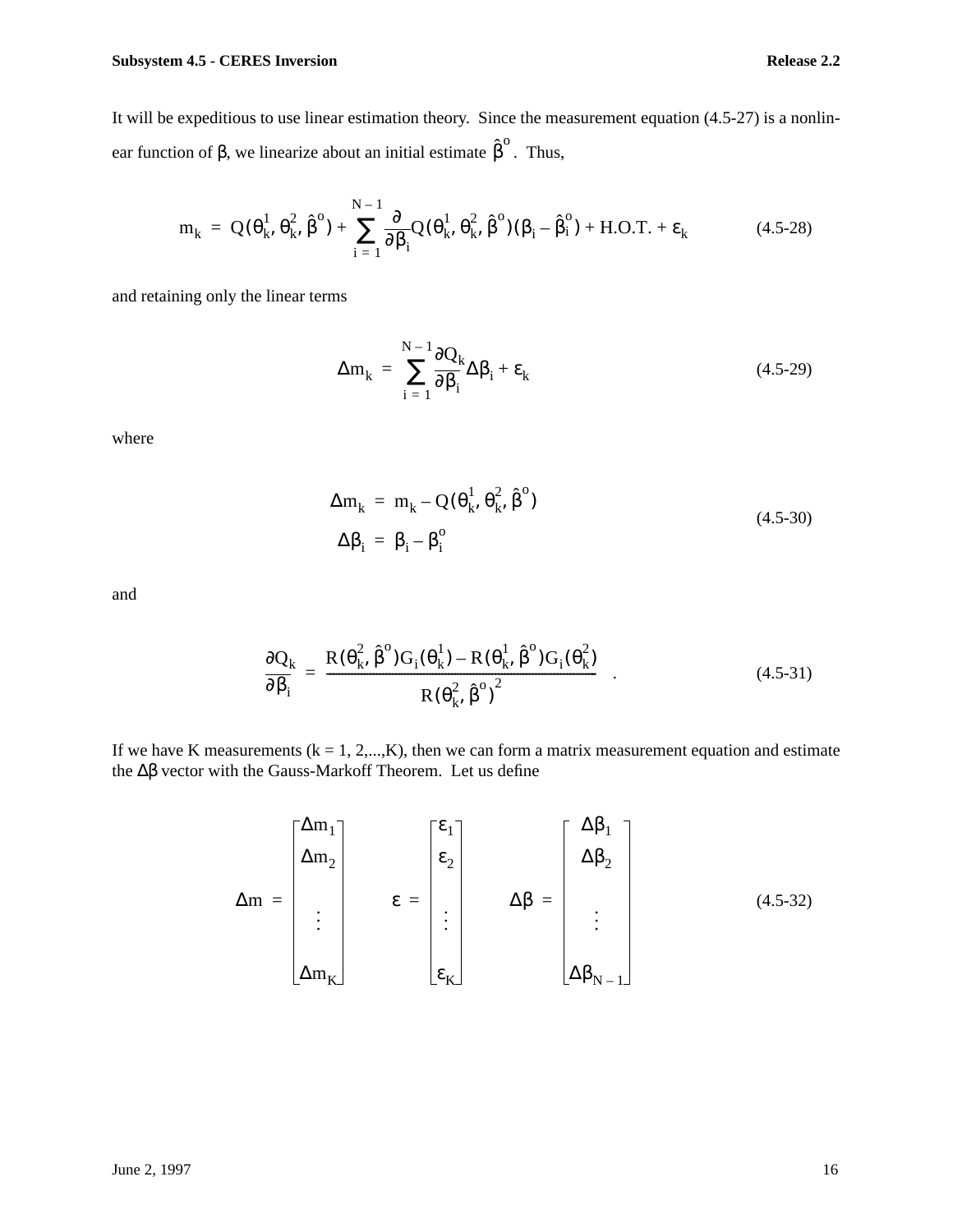It will be expeditious to use linear estimation theory. Since the measurement equation (4.5-27) is a nonlinear function of $\beta$, we linearize about an initial estimate $\hat{\beta}^o$. Thus,

$$m_k = Q(\theta_k^1, \theta_k^2, \hat{\beta}^o) + \sum_{i=1}^{N-1} \frac{\partial}{\partial \beta_i} Q(\theta_k^1, \theta_k^2, \hat{\beta}^o)(\beta_i - \hat{\beta}_i^o) + \text{H.O.T.} + \varepsilon_k \tag{4.5-28}$$

and retaining only the linear terms

$$\Delta m_k = \sum_{i=1}^{N-1} \frac{\partial Q_k}{\partial \beta_i} \Delta\beta_i + \varepsilon_k \tag{4.5-29}$$

where

$$\begin{aligned} \Delta m_k &= m_k - Q(\theta_k^1, \theta_k^2, \hat{\beta}^o) \\ \Delta\beta_i &= \beta_i - \beta_i^o \end{aligned} \tag{4.5-30}$$

and

$$\frac{\partial Q_k}{\partial \beta_i} = \frac{R(\theta_k^2, \hat{\beta}^o) G_i(\theta_k^1) - R(\theta_k^1, \hat{\beta}^o) G_i(\theta_k^2)}{R(\theta_k^2, \hat{\beta}^o)^2} \tag{4.5-31}$$

If we have K measurements (k = 1, 2,...,K), then we can form a matrix measurement equation and estimate the $\Delta\beta$ vector with the Gauss-Markoff Theorem. Let us define

$$\Delta m = \begin{bmatrix} \Delta m_1 \\ \Delta m_2 \\ \vdots \\ \Delta m_K \end{bmatrix} \qquad \varepsilon = \begin{bmatrix} \varepsilon_1 \\ \varepsilon_2 \\ \vdots \\ \varepsilon_K \end{bmatrix} \qquad \Delta\beta = \begin{bmatrix} \Delta\beta_1 \\ \Delta\beta_2 \\ \vdots \\ \Delta\beta_{N-1} \end{bmatrix} \tag{4.5-32}$$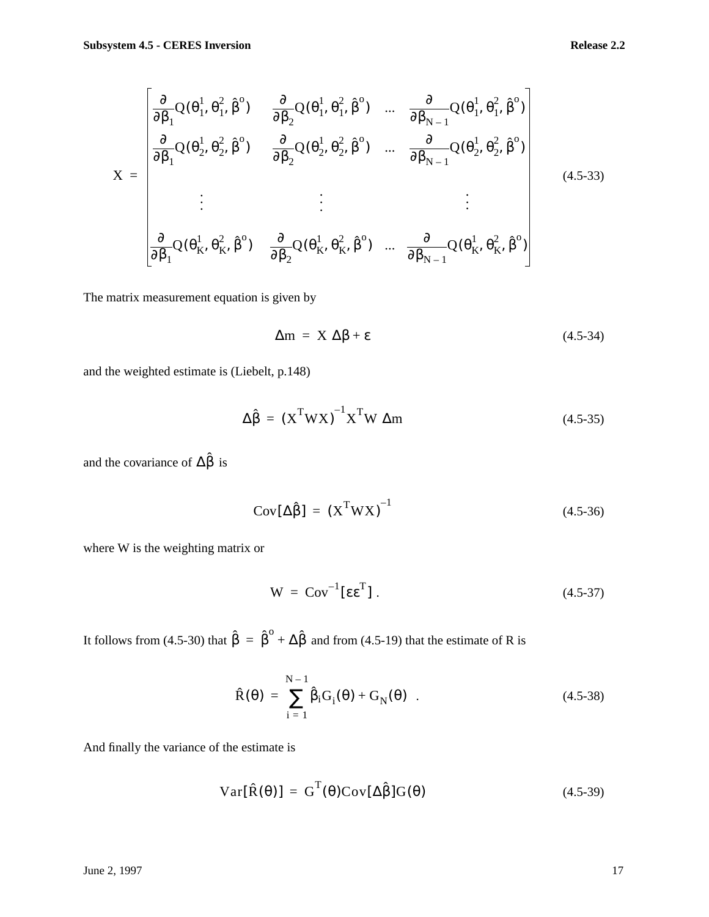$$
X = \begin{bmatrix}
\frac{\partial}{\partial \beta_1} Q(\theta_1^1, \theta_1^2, \hat{\beta}^o) & \frac{\partial}{\partial \beta_2} Q(\theta_1^1, \theta_1^2, \hat{\beta}^o) & \cdots & \frac{\partial}{\partial \beta_{N-1}} Q(\theta_1^1, \theta_1^2, \hat{\beta}^o) \\
\frac{\partial}{\partial \beta_1} Q(\theta_2^1, \theta_2^2, \hat{\beta}^o) & \frac{\partial}{\partial \beta_2} Q(\theta_2^1, \theta_2^2, \hat{\beta}^o) & \cdots & \frac{\partial}{\partial \beta_{N-1}} Q(\theta_2^1, \theta_2^2, \hat{\beta}^o) \\
\vdots & \vdots & & \vdots \\
\frac{\partial}{\partial \beta_1} Q(\theta_K^1, \theta_K^2, \hat{\beta}^o) & \frac{\partial}{\partial \beta_2} Q(\theta_K^1, \theta_K^2, \hat{\beta}^o) & \cdots & \frac{\partial}{\partial \beta_{N-1}} Q(\theta_K^1, \theta_K^2, \hat{\beta}^o)
\end{bmatrix} \tag{4.5-33}
$$

The matrix measurement equation is given by

$$
\Delta m = X \, \Delta\beta + \varepsilon \tag{4.5-34}
$$

and the weighted estimate is (Liebelt, p.148)

$$
\Delta\hat{\beta} = (X^T W X)^{-1} X^T W \, \Delta m \tag{4.5-35}
$$

and the covariance of $\Delta\hat{\beta}$ is

$$
\mathrm{Cov}[\Delta\hat{\beta}] = (X^T W X)^{-1} \tag{4.5-36}
$$

where W is the weighting matrix or

$$
W = \mathrm{Cov}^{-1}[\varepsilon\varepsilon^T] \, . \tag{4.5-37}
$$

It follows from (4.5-30) that $\hat{\beta} = \hat{\beta}^o + \Delta\hat{\beta}$ and from (4.5-19) that the estimate of R is

$$
\hat{R}(\theta) = \sum_{i=1}^{N-1} \hat{\beta}_i G_i(\theta) + G_N(\theta) \quad . \tag{4.5-38}
$$

And finally the variance of the estimate is

$$
\mathrm{Var}[\hat{R}(\theta)] = G^T(\theta) \mathrm{Cov}[\Delta\hat{\beta}] G(\theta) \tag{4.5-39}
$$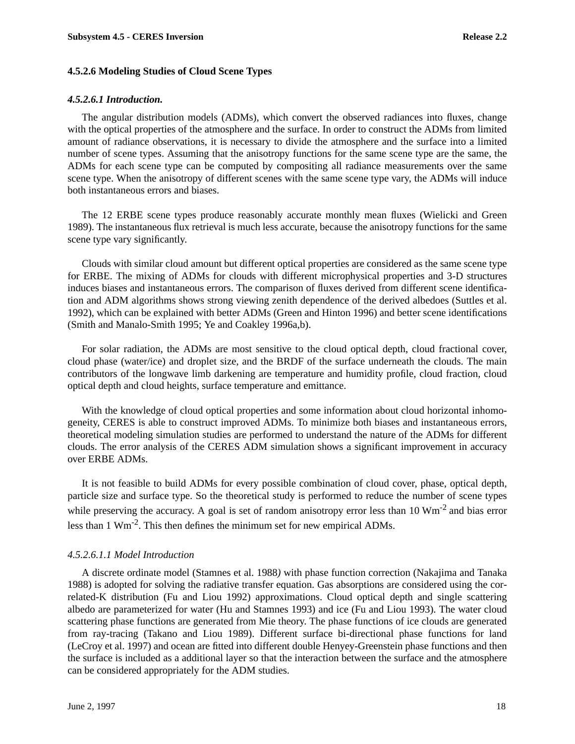### 4.5.2.6 Modeling Studies of Cloud Scene Types

#### *4.5.2.6.1 Introduction.*

The angular distribution models (ADMs), which convert the observed radiances into fluxes, change with the optical properties of the atmosphere and the surface. In order to construct the ADMs from limited amount of radiance observations, it is necessary to divide the atmosphere and the surface into a limited number of scene types. Assuming that the anisotropy functions for the same scene type are the same, the ADMs for each scene type can be computed by compositing all radiance measurements over the same scene type. When the anisotropy of different scenes with the same scene type vary, the ADMs will induce both instantaneous errors and biases.

The 12 ERBE scene types produce reasonably accurate monthly mean fluxes (Wielicki and Green 1989). The instantaneous flux retrieval is much less accurate, because the anisotropy functions for the same scene type vary significantly.

Clouds with similar cloud amount but different optical properties are considered as the same scene type for ERBE. The mixing of ADMs for clouds with different microphysical properties and 3-D structures induces biases and instantaneous errors. The comparison of fluxes derived from different scene identification and ADM algorithms shows strong viewing zenith dependence of the derived albedoes (Suttles et al. 1992), which can be explained with better ADMs (Green and Hinton 1996) and better scene identifications (Smith and Manalo-Smith 1995; Ye and Coakley 1996a,b).

For solar radiation, the ADMs are most sensitive to the cloud optical depth, cloud fractional cover, cloud phase (water/ice) and droplet size, and the BRDF of the surface underneath the clouds. The main contributors of the longwave limb darkening are temperature and humidity profile, cloud fraction, cloud optical depth and cloud heights, surface temperature and emittance.

With the knowledge of cloud optical properties and some information about cloud horizontal inhomogeneity, CERES is able to construct improved ADMs. To minimize both biases and instantaneous errors, theoretical modeling simulation studies are performed to understand the nature of the ADMs for different clouds. The error analysis of the CERES ADM simulation shows a significant improvement in accuracy over ERBE ADMs.

It is not feasible to build ADMs for every possible combination of cloud cover, phase, optical depth, particle size and surface type. So the theoretical study is performed to reduce the number of scene types while preserving the accuracy. A goal is set of random anisotropy error less than 10 $Wm^{-2}$ and bias error less than 1 $Wm^{-2}$. This then defines the minimum set for new empirical ADMs.

##### *4.5.2.6.1.1 Model Introduction*

A discrete ordinate model (Stamnes et al. 1988*)* with phase function correction (Nakajima and Tanaka 1988) is adopted for solving the radiative transfer equation. Gas absorptions are considered using the correlated-K distribution (Fu and Liou 1992) approximations. Cloud optical depth and single scattering albedo are parameterized for water (Hu and Stamnes 1993) and ice (Fu and Liou 1993). The water cloud scattering phase functions are generated from Mie theory. The phase functions of ice clouds are generated from ray-tracing (Takano and Liou 1989). Different surface bi-directional phase functions for land (LeCroy et al. 1997) and ocean are fitted into different double Henyey-Greenstein phase functions and then the surface is included as a additional layer so that the interaction between the surface and the atmosphere can be considered appropriately for the ADM studies.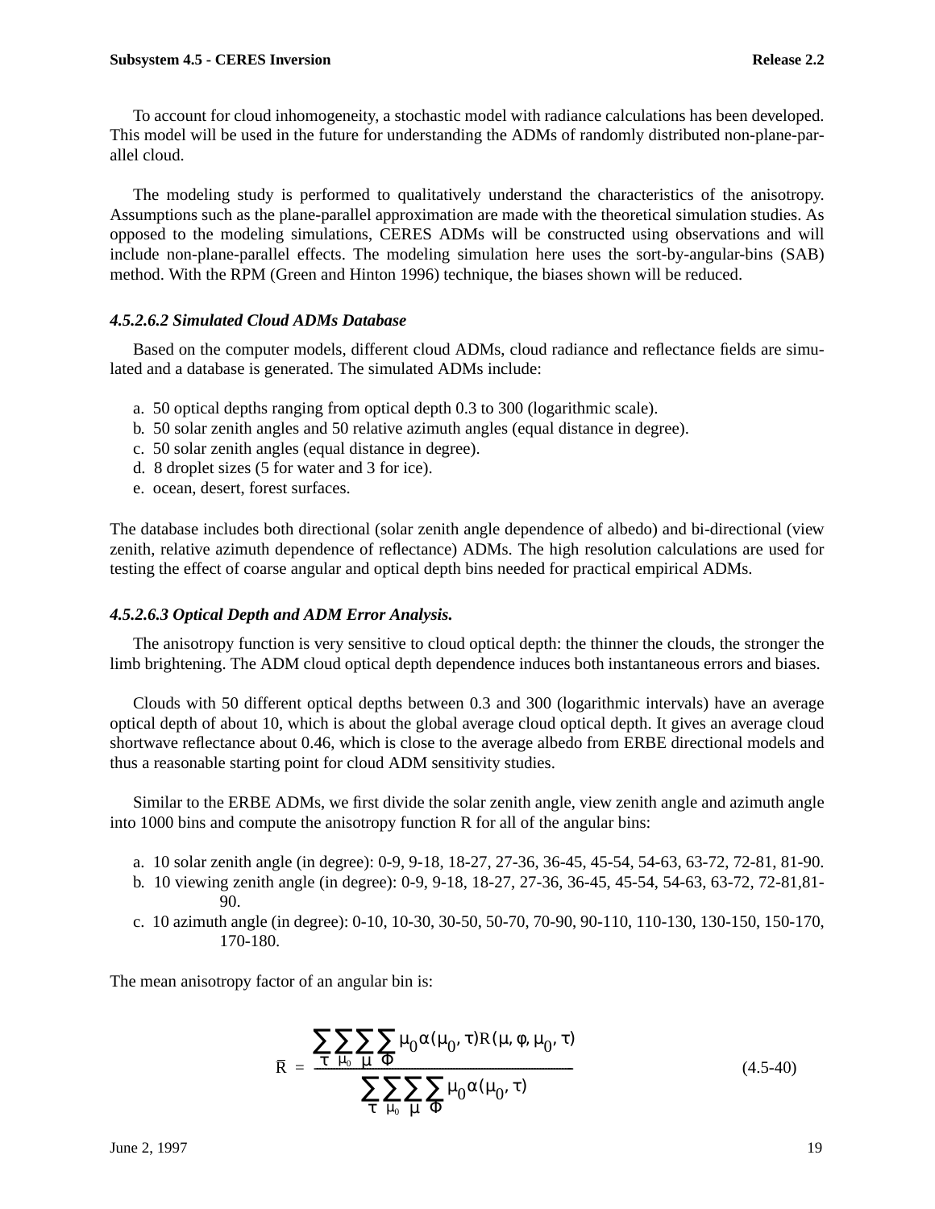To account for cloud inhomogeneity, a stochastic model with radiance calculations has been developed. This model will be used in the future for understanding the ADMs of randomly distributed non-plane-parallel cloud.

The modeling study is performed to qualitatively understand the characteristics of the anisotropy. Assumptions such as the plane-parallel approximation are made with the theoretical simulation studies. As opposed to the modeling simulations, CERES ADMs will be constructed using observations and will include non-plane-parallel effects. The modeling simulation here uses the sort-by-angular-bins (SAB) method. With the RPM (Green and Hinton 1996) technique, the biases shown will be reduced.

#### *4.5.2.6.2 Simulated Cloud ADMs Database*

Based on the computer models, different cloud ADMs, cloud radiance and reflectance fields are simulated and a database is generated. The simulated ADMs include:

a. 50 optical depths ranging from optical depth 0.3 to 300 (logarithmic scale).
b. 50 solar zenith angles and 50 relative azimuth angles (equal distance in degree).
c. 50 solar zenith angles (equal distance in degree).
d. 8 droplet sizes (5 for water and 3 for ice).
e. ocean, desert, forest surfaces.

The database includes both directional (solar zenith angle dependence of albedo) and bi-directional (view zenith, relative azimuth dependence of reflectance) ADMs. The high resolution calculations are used for testing the effect of coarse angular and optical depth bins needed for practical empirical ADMs.

#### *4.5.2.6.3 Optical Depth and ADM Error Analysis.*

The anisotropy function is very sensitive to cloud optical depth: the thinner the clouds, the stronger the limb brightening. The ADM cloud optical depth dependence induces both instantaneous errors and biases.

Clouds with 50 different optical depths between 0.3 and 300 (logarithmic intervals) have an average optical depth of about 10, which is about the global average cloud optical depth. It gives an average cloud shortwave reflectance about 0.46, which is close to the average albedo from ERBE directional models and thus a reasonable starting point for cloud ADM sensitivity studies.

Similar to the ERBE ADMs, we first divide the solar zenith angle, view zenith angle and azimuth angle into 1000 bins and compute the anisotropy function R for all of the angular bins:

a. 10 solar zenith angle (in degree): 0-9, 9-18, 18-27, 27-36, 36-45, 45-54, 54-63, 63-72, 72-81, 81-90.
b. 10 viewing zenith angle (in degree): 0-9, 9-18, 18-27, 27-36, 36-45, 45-54, 54-63, 63-72, 72-81,81-90.
c. 10 azimuth angle (in degree): 0-10, 10-30, 30-50, 50-70, 70-90, 90-110, 110-130, 130-150, 150-170, 170-180.

The mean anisotropy factor of an angular bin is:

$$\bar{R} = \frac{\sum_{\tau}\sum_{\mu_0}\sum_{\mu}\sum_{\Phi}\mu_0\alpha(\mu_0, \tau)R(\mu, \phi, \mu_0, \tau)}{\sum_{\tau}\sum_{\mu_0}\sum_{\mu}\sum_{\Phi}\mu_0\alpha(\mu_0, \tau)} \tag{4.5-40}$$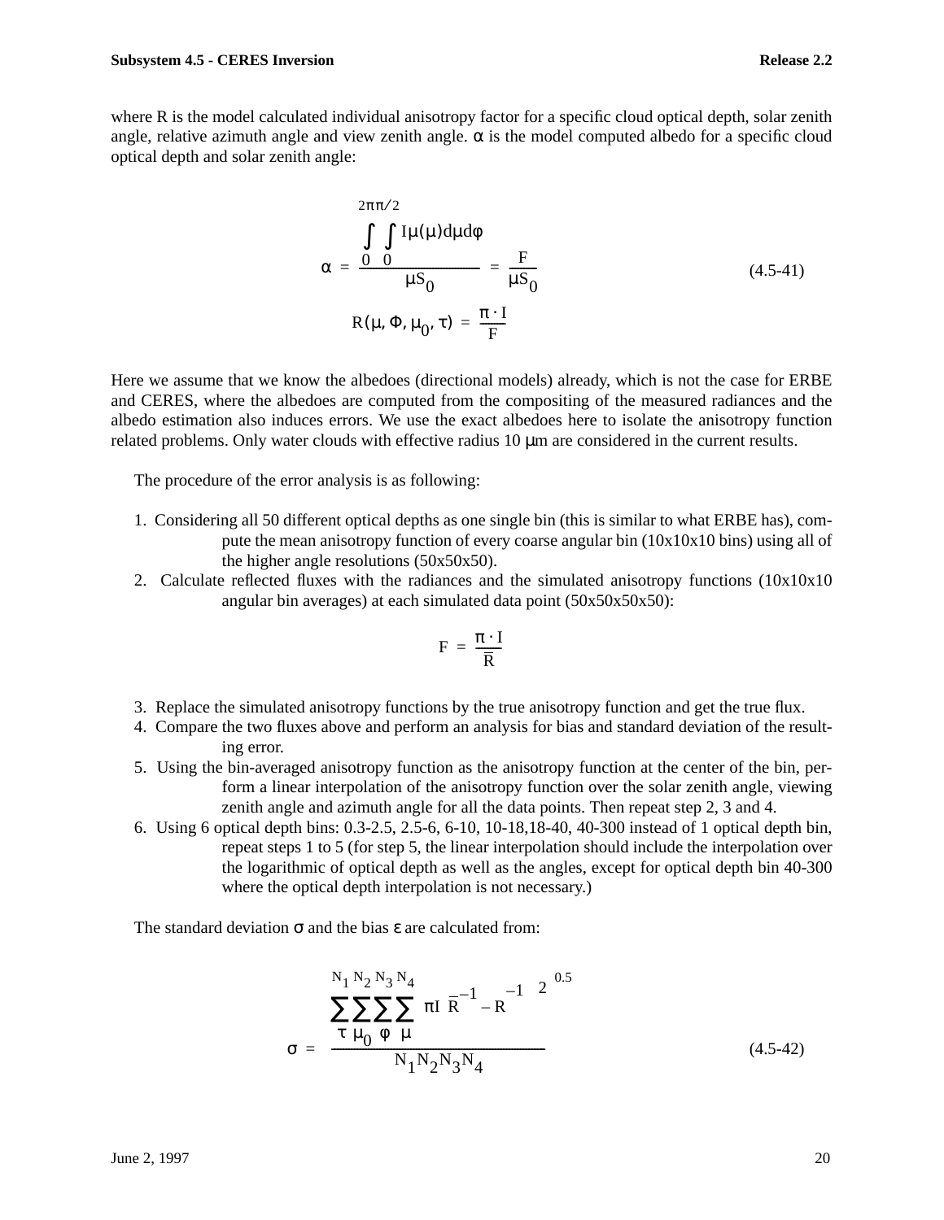where R is the model calculated individual anisotropy factor for a specific cloud optical depth, solar zenith angle, relative azimuth angle and view zenith angle. $\alpha$ is the model computed albedo for a specific cloud optical depth and solar zenith angle:

$$\alpha = \frac{\int_0^{2\pi}\int_0^{\pi/2} I\mu(\mu)d\mu d\varphi}{\mu S_0} = \frac{F}{\mu S_0} \tag{4.5-41}$$

$$R(\mu, \Phi, \mu_0, \tau) = \frac{\pi \cdot I}{F}$$

Here we assume that we know the albedoes (directional models) already, which is not the case for ERBE and CERES, where the albedoes are computed from the compositing of the measured radiances and the albedo estimation also induces errors. We use the exact albedoes here to isolate the anisotropy function related problems. Only water clouds with effective radius 10 μm are considered in the current results.

The procedure of the error analysis is as following:

1. Considering all 50 different optical depths as one single bin (this is similar to what ERBE has), compute the mean anisotropy function of every coarse angular bin (10x10x10 bins) using all of the higher angle resolutions (50x50x50).
2. Calculate reflected fluxes with the radiances and the simulated anisotropy functions (10x10x10 angular bin averages) at each simulated data point (50x50x50x50):

$$F = \frac{\pi \cdot I}{\bar{R}}$$

3. Replace the simulated anisotropy functions by the true anisotropy function and get the true flux.
4. Compare the two fluxes above and perform an analysis for bias and standard deviation of the resulting error.
5. Using the bin-averaged anisotropy function as the anisotropy function at the center of the bin, perform a linear interpolation of the anisotropy function over the solar zenith angle, viewing zenith angle and azimuth angle for all the data points. Then repeat step 2, 3 and 4.
6. Using 6 optical depth bins: 0.3-2.5, 2.5-6, 6-10, 10-18,18-40, 40-300 instead of 1 optical depth bin, repeat steps 1 to 5 (for step 5, the linear interpolation should include the interpolation over the logarithmic of optical depth as well as the angles, except for optical depth bin 40-300 where the optical depth interpolation is not necessary.)

The standard deviation $\sigma$ and the bias $\varepsilon$ are calculated from:

$$\sigma = \frac{\left[\sum_{\tau}^{N_1}\sum_{\mu_0}^{N_2}\sum_{\varphi}^{N_3}\sum_{\mu}^{N_4}\left[\pi I\left(\bar{R}^{-1} - R^{-1}\right)\right]^2\right]^{0.5}}{N_1 N_2 N_3 N_4} \tag{4.5-42}$$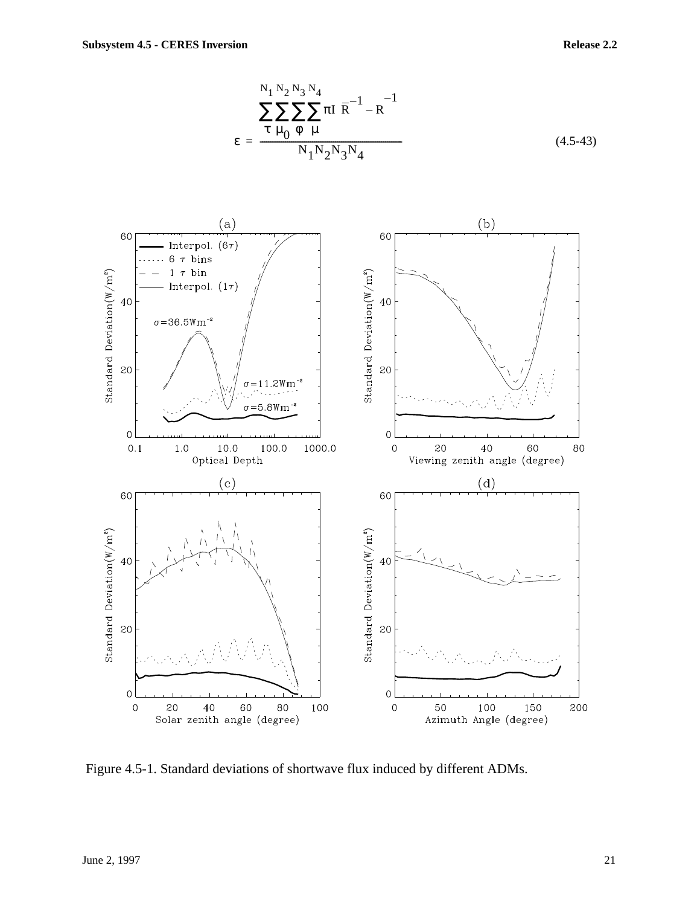$$\varepsilon = \frac{\sum_{\tau}^{N_1}\sum_{\mu_0}^{N_2}\sum_{\phi}^{N_3}\sum_{\mu}^{N_4} \pi I \left| \bar{R}^{-1} - R^{-1} \right|}{N_1 N_2 N_3 N_4} \tag{4.5-43}$$

Figure 4.5-1. Standard deviations of shortwave flux induced by different ADMs.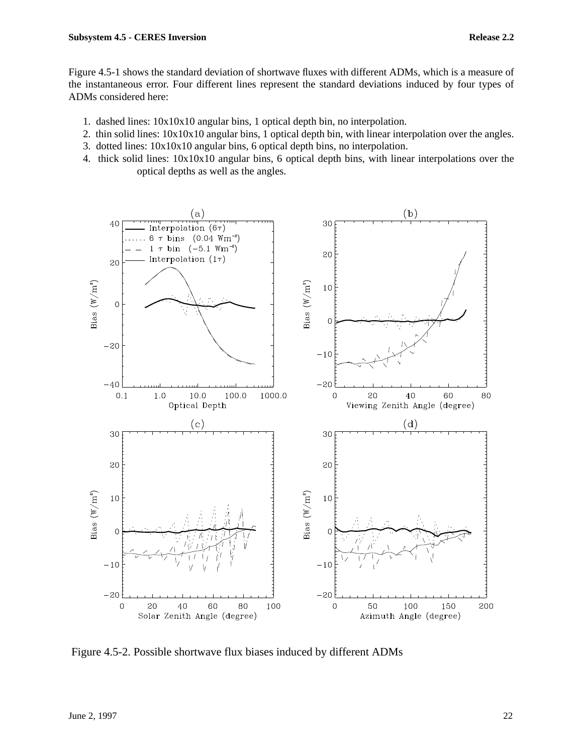Figure 4.5-1 shows the standard deviation of shortwave fluxes with different ADMs, which is a measure of the instantaneous error. Four different lines represent the standard deviations induced by four types of ADMs considered here:

1. dashed lines: 10x10x10 angular bins, 1 optical depth bin, no interpolation.
2. thin solid lines: 10x10x10 angular bins, 1 optical depth bin, with linear interpolation over the angles.
3. dotted lines: 10x10x10 angular bins, 6 optical depth bins, no interpolation.
4. thick solid lines: 10x10x10 angular bins, 6 optical depth bins, with linear interpolations over the optical depths as well as the angles.

Figure 4.5-2. Possible shortwave flux biases induced by different ADMs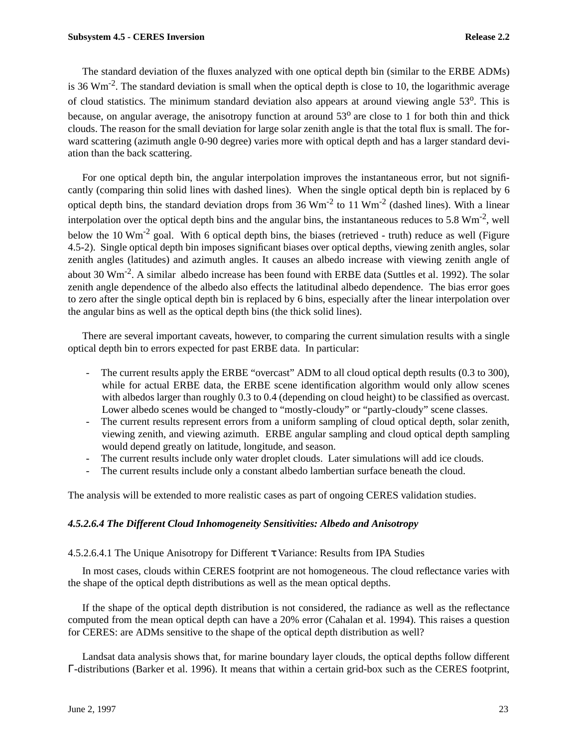The standard deviation of the fluxes analyzed with one optical depth bin (similar to the ERBE ADMs) is 36 $Wm^{-2}$. The standard deviation is small when the optical depth is close to 10, the logarithmic average of cloud statistics. The minimum standard deviation also appears at around viewing angle $53^o$. This is because, on angular average, the anisotropy function at around $53^o$ are close to 1 for both thin and thick clouds. The reason for the small deviation for large solar zenith angle is that the total flux is small. The forward scattering (azimuth angle 0-90 degree) varies more with optical depth and has a larger standard deviation than the back scattering.

For one optical depth bin, the angular interpolation improves the instantaneous error, but not significantly (comparing thin solid lines with dashed lines). When the single optical depth bin is replaced by 6 optical depth bins, the standard deviation drops from 36 $Wm^{-2}$ to 11 $Wm^{-2}$ (dashed lines). With a linear interpolation over the optical depth bins and the angular bins, the instantaneous reduces to 5.8 $Wm^{-2}$, well below the 10 $Wm^{-2}$ goal. With 6 optical depth bins, the biases (retrieved - truth) reduce as well (Figure 4.5-2). Single optical depth bin imposes significant biases over optical depths, viewing zenith angles, solar zenith angles (latitudes) and azimuth angles. It causes an albedo increase with viewing zenith angle of about 30 $Wm^{-2}$. A similar albedo increase has been found with ERBE data (Suttles et al. 1992). The solar zenith angle dependence of the albedo also effects the latitudinal albedo dependence. The bias error goes to zero after the single optical depth bin is replaced by 6 bins, especially after the linear interpolation over the angular bins as well as the optical depth bins (the thick solid lines).

There are several important caveats, however, to comparing the current simulation results with a single optical depth bin to errors expected for past ERBE data. In particular:

- The current results apply the ERBE "overcast" ADM to all cloud optical depth results (0.3 to 300), while for actual ERBE data, the ERBE scene identification algorithm would only allow scenes with albedos larger than roughly 0.3 to 0.4 (depending on cloud height) to be classified as overcast. Lower albedo scenes would be changed to "mostly-cloudy" or "partly-cloudy" scene classes.
- The current results represent errors from a uniform sampling of cloud optical depth, solar zenith, viewing zenith, and viewing azimuth. ERBE angular sampling and cloud optical depth sampling would depend greatly on latitude, longitude, and season.
- The current results include only water droplet clouds. Later simulations will add ice clouds.
- The current results include only a constant albedo lambertian surface beneath the cloud.

The analysis will be extended to more realistic cases as part of ongoing CERES validation studies.

#### *4.5.2.6.4 The Different Cloud Inhomogeneity Sensitivities: Albedo and Anisotropy*

##### 4.5.2.6.4.1 The Unique Anisotropy for Different $\tau$ Variance: Results from IPA Studies

In most cases, clouds within CERES footprint are not homogeneous. The cloud reflectance varies with the shape of the optical depth distributions as well as the mean optical depths.

If the shape of the optical depth distribution is not considered, the radiance as well as the reflectance computed from the mean optical depth can have a 20% error (Cahalan et al. 1994). This raises a question for CERES: are ADMs sensitive to the shape of the optical depth distribution as well?

Landsat data analysis shows that, for marine boundary layer clouds, the optical depths follow different $\Gamma$-distributions (Barker et al. 1996). It means that within a certain grid-box such as the CERES footprint,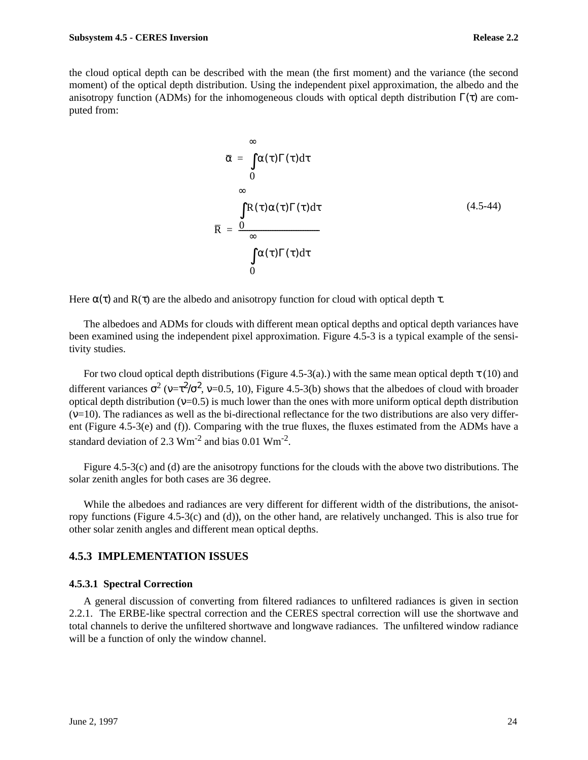the cloud optical depth can be described with the mean (the first moment) and the variance (the second moment) of the optical depth distribution. Using the independent pixel approximation, the albedo and the anisotropy function (ADMs) for the inhomogeneous clouds with optical depth distribution $\Gamma(\tau)$ are computed from:

$$\bar{\alpha} = \int_0^{\infty} \alpha(\tau)\Gamma(\tau)d\tau$$

$$\bar{R} = \frac{\int_0^{\infty} R(\tau)\alpha(\tau)\Gamma(\tau)d\tau}{\int_0^{\infty} \alpha(\tau)\Gamma(\tau)d\tau} \tag{4.5-44}$$

Here $\alpha(\tau)$ and $R(\tau)$ are the albedo and anisotropy function for cloud with optical depth $\tau$.

The albedoes and ADMs for clouds with different mean optical depths and optical depth variances have been examined using the independent pixel approximation. Figure 4.5-3 is a typical example of the sensitivity studies.

For two cloud optical depth distributions (Figure 4.5-3(a).) with the same mean optical depth $\tau$ (10) and different variances $\sigma^2$ ($\nu=\tau^2/\sigma^2$, $\nu$=0.5, 10), Figure 4.5-3(b) shows that the albedoes of cloud with broader optical depth distribution ($\nu$=0.5) is much lower than the ones with more uniform optical depth distribution ($\nu$=10). The radiances as well as the bi-directional reflectance for the two distributions are also very different (Figure 4.5-3(e) and (f)). Comparing with the true fluxes, the fluxes estimated from the ADMs have a standard deviation of 2.3 $Wm^{-2}$ and bias 0.01 $Wm^{-2}$.

Figure 4.5-3(c) and (d) are the anisotropy functions for the clouds with the above two distributions. The solar zenith angles for both cases are 36 degree.

While the albedoes and radiances are very different for different width of the distributions, the anisotropy functions (Figure 4.5-3(c) and (d)), on the other hand, are relatively unchanged. This is also true for other solar zenith angles and different mean optical depths.

## 4.5.3 IMPLEMENTATION ISSUES

### 4.5.3.1 Spectral Correction

A general discussion of converting from filtered radiances to unfiltered radiances is given in section 2.2.1. The ERBE-like spectral correction and the CERES spectral correction will use the shortwave and total channels to derive the unfiltered shortwave and longwave radiances. The unfiltered window radiance will be a function of only the window channel.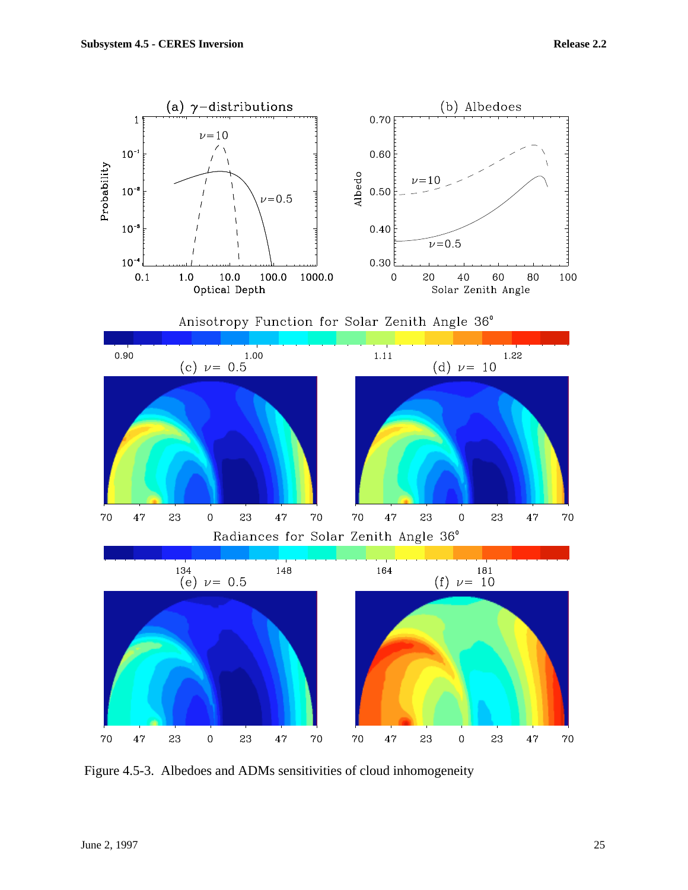Figure 4.5-3. Albedoes and ADMs sensitivities of cloud inhomogeneity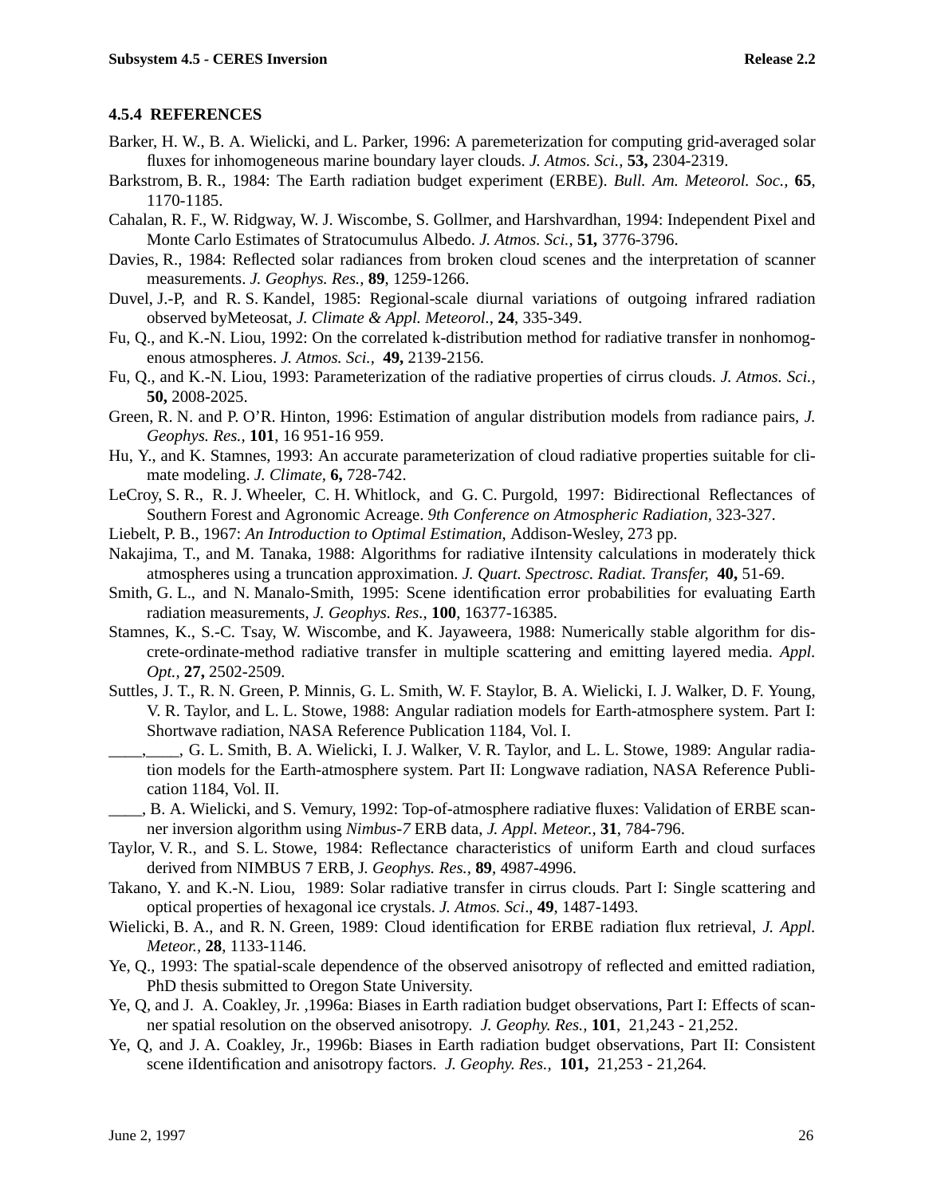### 4.5.4 REFERENCES

Barker, H. W., B. A. Wielicki, and L. Parker, 1996: A paremeterization for computing grid-averaged solar fluxes for inhomogeneous marine boundary layer clouds. *J. Atmos. Sci.,* **53,** 2304-2319.

Barkstrom, B. R., 1984: The Earth radiation budget experiment (ERBE). *Bull. Am. Meteorol. Soc.,* **65**, 1170-1185.

Cahalan, R. F., W. Ridgway, W. J. Wiscombe, S. Gollmer, and Harshvardhan, 1994: Independent Pixel and Monte Carlo Estimates of Stratocumulus Albedo. *J. Atmos. Sci.*, **51,** 3776-3796.

Davies, R., 1984: Reflected solar radiances from broken cloud scenes and the interpretation of scanner measurements. *J. Geophys. Res.,* **89**, 1259-1266.

Duvel, J.-P, and R. S. Kandel, 1985: Regional-scale diurnal variations of outgoing infrared radiation observed byMeteosat, *J. Climate & Appl. Meteorol*., **24**, 335-349.

Fu, Q., and K.-N. Liou, 1992: On the correlated k-distribution method for radiative transfer in nonhomogenous atmospheres. *J. Atmos. Sci.,* **49,** 2139-2156.

Fu, Q., and K.-N. Liou, 1993: Parameterization of the radiative properties of cirrus clouds. *J. Atmos. Sci.,* **50,** 2008-2025.

Green, R. N. and P. O'R. Hinton, 1996: Estimation of angular distribution models from radiance pairs, *J. Geophys. Res.,* **101**, 16 951-16 959.

Hu, Y., and K. Stamnes, 1993: An accurate parameterization of cloud radiative properties suitable for climate modeling. *J. Climate,* **6,** 728-742.

LeCroy, S. R., R. J. Wheeler, C. H. Whitlock, and G. C. Purgold, 1997: Bidirectional Reflectances of Southern Forest and Agronomic Acreage. *9th Conference on Atmospheric Radiation,* 323-327.

Liebelt, P. B., 1967: *An Introduction to Optimal Estimation*, Addison-Wesley, 273 pp.

Nakajima, T., and M. Tanaka, 1988: Algorithms for radiative iIntensity calculations in moderately thick atmospheres using a truncation approximation. *J. Quart. Spectrosc. Radiat. Transfer,* **40,** 51-69.

Smith, G. L., and N. Manalo-Smith, 1995: Scene identification error probabilities for evaluating Earth radiation measurements, *J. Geophys. Res.,* **100**, 16377-16385.

Stamnes, K., S.-C. Tsay, W. Wiscombe, and K. Jayaweera, 1988: Numerically stable algorithm for discrete-ordinate-method radiative transfer in multiple scattering and emitting layered media. *Appl. Opt.,* **27,** 2502-2509.

Suttles, J. T., R. N. Green, P. Minnis, G. L. Smith, W. F. Staylor, B. A. Wielicki, I. J. Walker, D. F. Young, V. R. Taylor, and L. L. Stowe, 1988: Angular radiation models for Earth-atmosphere system. Part I: Shortwave radiation, NASA Reference Publication 1184, Vol. I.

____,____, G. L. Smith, B. A. Wielicki, I. J. Walker, V. R. Taylor, and L. L. Stowe, 1989: Angular radiation models for the Earth-atmosphere system. Part II: Longwave radiation, NASA Reference Publication 1184, Vol. II.

____, B. A. Wielicki, and S. Vemury, 1992: Top-of-atmosphere radiative fluxes: Validation of ERBE scanner inversion algorithm using *Nimbus-7* ERB data, *J. Appl. Meteor.,* **31**, 784-796.

Taylor, V. R., and S. L. Stowe, 1984: Reflectance characteristics of uniform Earth and cloud surfaces derived from NIMBUS 7 ERB, J. *Geophys. Res.,* **89**, 4987-4996.

Takano, Y. and K.-N. Liou, 1989: Solar radiative transfer in cirrus clouds. Part I: Single scattering and optical properties of hexagonal ice crystals. *J. Atmos. Sci*., **49**, 1487-1493.

Wielicki, B. A., and R. N. Green, 1989: Cloud identification for ERBE radiation flux retrieval, *J. Appl. Meteor.,* **28**, 1133-1146.

Ye, Q., 1993: The spatial-scale dependence of the observed anisotropy of reflected and emitted radiation, PhD thesis submitted to Oregon State University.

Ye, Q, and J. A. Coakley, Jr. ,1996a: Biases in Earth radiation budget observations, Part I: Effects of scanner spatial resolution on the observed anisotropy. *J. Geophy. Res.,* **101**, 21,243 - 21,252.

Ye, Q, and J. A. Coakley, Jr., 1996b: Biases in Earth radiation budget observations, Part II: Consistent scene iIdentification and anisotropy factors. *J. Geophy. Res*., **101,** 21,253 - 21,264.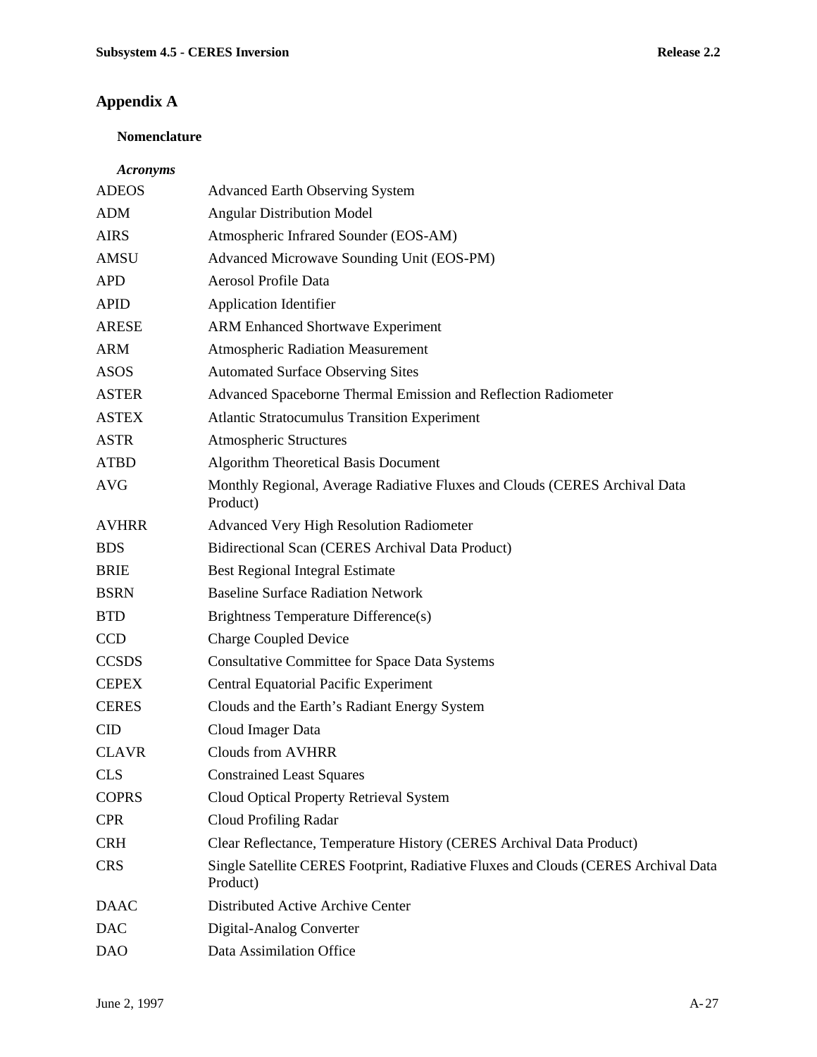# Appendix A

## Nomenclature

### *Acronyms*

| | |
|---|---|
| ADEOS | Advanced Earth Observing System |
| ADM | Angular Distribution Model |
| AIRS | Atmospheric Infrared Sounder (EOS-AM) |
| AMSU | Advanced Microwave Sounding Unit (EOS-PM) |
| APD | Aerosol Profile Data |
| APID | Application Identifier |
| ARESE | ARM Enhanced Shortwave Experiment |
| ARM | Atmospheric Radiation Measurement |
| ASOS | Automated Surface Observing Sites |
| ASTER | Advanced Spaceborne Thermal Emission and Reflection Radiometer |
| ASTEX | Atlantic Stratocumulus Transition Experiment |
| ASTR | Atmospheric Structures |
| ATBD | Algorithm Theoretical Basis Document |
| AVG | Monthly Regional, Average Radiative Fluxes and Clouds (CERES Archival Data Product) |
| AVHRR | Advanced Very High Resolution Radiometer |
| BDS | Bidirectional Scan (CERES Archival Data Product) |
| BRIE | Best Regional Integral Estimate |
| BSRN | Baseline Surface Radiation Network |
| BTD | Brightness Temperature Difference(s) |
| CCD | Charge Coupled Device |
| CCSDS | Consultative Committee for Space Data Systems |
| CEPEX | Central Equatorial Pacific Experiment |
| CERES | Clouds and the Earth's Radiant Energy System |
| CID | Cloud Imager Data |
| CLAVR | Clouds from AVHRR |
| CLS | Constrained Least Squares |
| COPRS | Cloud Optical Property Retrieval System |
| CPR | Cloud Profiling Radar |
| CRH | Clear Reflectance, Temperature History (CERES Archival Data Product) |
| CRS | Single Satellite CERES Footprint, Radiative Fluxes and Clouds (CERES Archival Data Product) |
| DAAC | Distributed Active Archive Center |
| DAC | Digital-Analog Converter |
| DAO | Data Assimilation Office |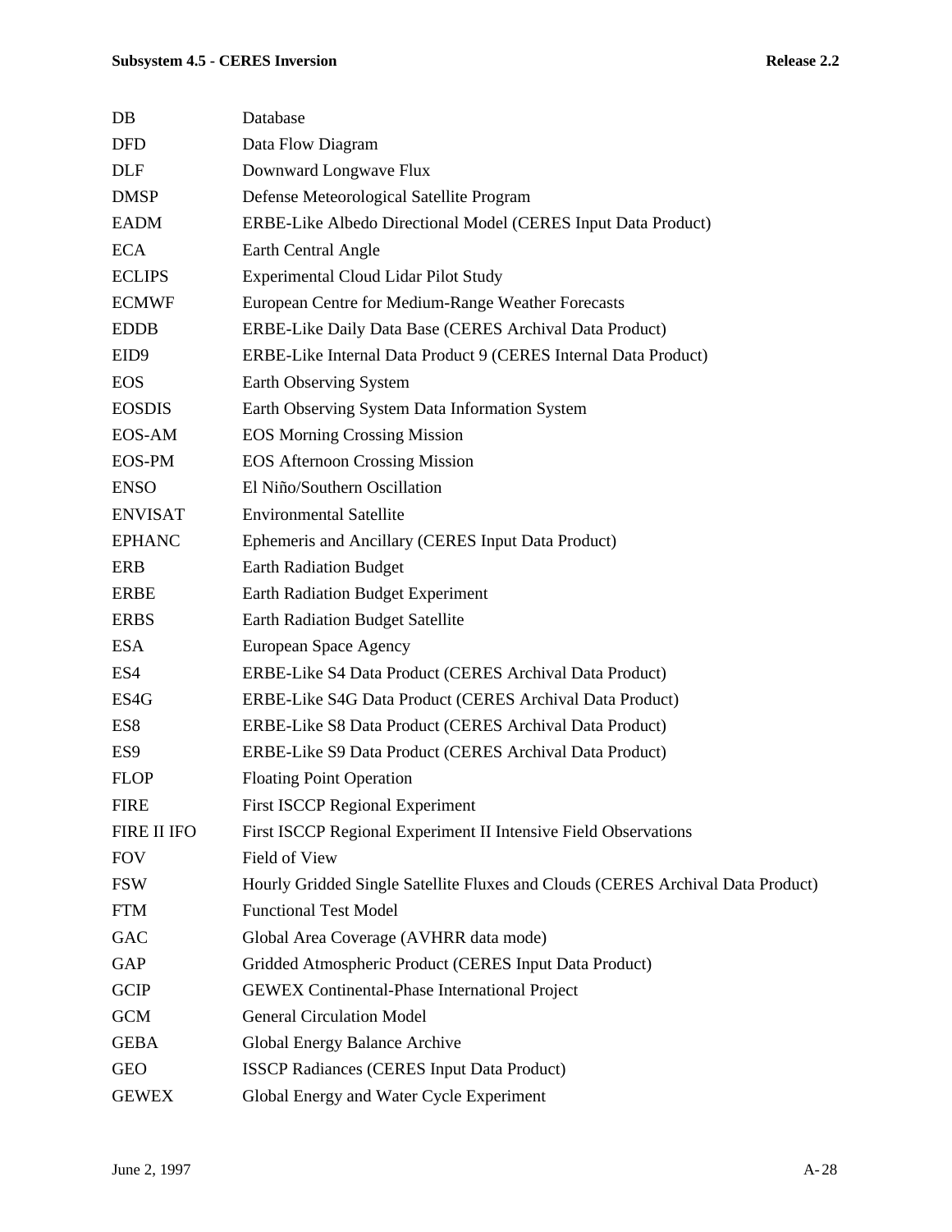| | |
|---|---|
| DB | Database |
| DFD | Data Flow Diagram |
| DLF | Downward Longwave Flux |
| DMSP | Defense Meteorological Satellite Program |
| EADM | ERBE-Like Albedo Directional Model (CERES Input Data Product) |
| ECA | Earth Central Angle |
| ECLIPS | Experimental Cloud Lidar Pilot Study |
| ECMWF | European Centre for Medium-Range Weather Forecasts |
| EDDB | ERBE-Like Daily Data Base (CERES Archival Data Product) |
| EID9 | ERBE-Like Internal Data Product 9 (CERES Internal Data Product) |
| EOS | Earth Observing System |
| EOSDIS | Earth Observing System Data Information System |
| EOS-AM | EOS Morning Crossing Mission |
| EOS-PM | EOS Afternoon Crossing Mission |
| ENSO | El Niño/Southern Oscillation |
| ENVISAT | Environmental Satellite |
| EPHANC | Ephemeris and Ancillary (CERES Input Data Product) |
| ERB | Earth Radiation Budget |
| ERBE | Earth Radiation Budget Experiment |
| ERBS | Earth Radiation Budget Satellite |
| ESA | European Space Agency |
| ES4 | ERBE-Like S4 Data Product (CERES Archival Data Product) |
| ES4G | ERBE-Like S4G Data Product (CERES Archival Data Product) |
| ES8 | ERBE-Like S8 Data Product (CERES Archival Data Product) |
| ES9 | ERBE-Like S9 Data Product (CERES Archival Data Product) |
| FLOP | Floating Point Operation |
| FIRE | First ISCCP Regional Experiment |
| FIRE II IFO | First ISCCP Regional Experiment II Intensive Field Observations |
| FOV | Field of View |
| FSW | Hourly Gridded Single Satellite Fluxes and Clouds (CERES Archival Data Product) |
| FTM | Functional Test Model |
| GAC | Global Area Coverage (AVHRR data mode) |
| GAP | Gridded Atmospheric Product (CERES Input Data Product) |
| GCIP | GEWEX Continental-Phase International Project |
| GCM | General Circulation Model |
| GEBA | Global Energy Balance Archive |
| GEO | ISSCP Radiances (CERES Input Data Product) |
| GEWEX | Global Energy and Water Cycle Experiment |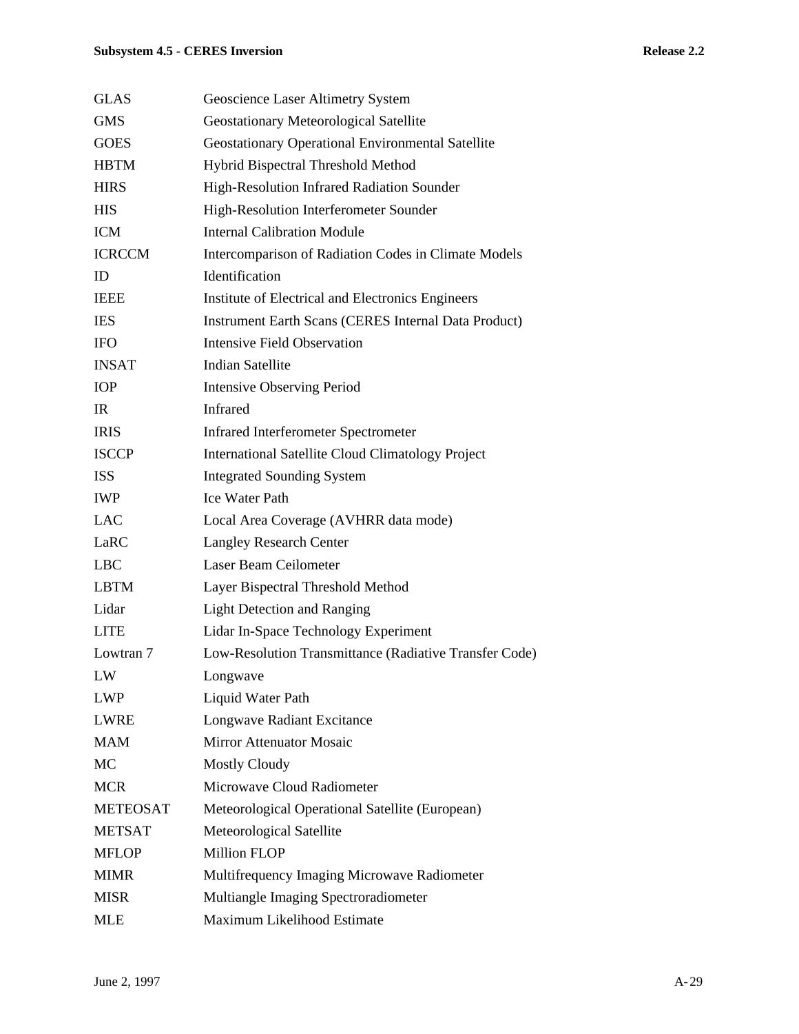| | |
|---|---|
| GLAS | Geoscience Laser Altimetry System |
| GMS | Geostationary Meteorological Satellite |
| GOES | Geostationary Operational Environmental Satellite |
| HBTM | Hybrid Bispectral Threshold Method |
| HIRS | High-Resolution Infrared Radiation Sounder |
| HIS | High-Resolution Interferometer Sounder |
| ICM | Internal Calibration Module |
| ICRCCM | Intercomparison of Radiation Codes in Climate Models |
| ID | Identification |
| IEEE | Institute of Electrical and Electronics Engineers |
| IES | Instrument Earth Scans (CERES Internal Data Product) |
| IFO | Intensive Field Observation |
| INSAT | Indian Satellite |
| IOP | Intensive Observing Period |
| IR | Infrared |
| IRIS | Infrared Interferometer Spectrometer |
| ISCCP | International Satellite Cloud Climatology Project |
| ISS | Integrated Sounding System |
| IWP | Ice Water Path |
| LAC | Local Area Coverage (AVHRR data mode) |
| LaRC | Langley Research Center |
| LBC | Laser Beam Ceilometer |
| LBTM | Layer Bispectral Threshold Method |
| Lidar | Light Detection and Ranging |
| LITE | Lidar In-Space Technology Experiment |
| Lowtran 7 | Low-Resolution Transmittance (Radiative Transfer Code) |
| LW | Longwave |
| LWP | Liquid Water Path |
| LWRE | Longwave Radiant Excitance |
| MAM | Mirror Attenuator Mosaic |
| MC | Mostly Cloudy |
| MCR | Microwave Cloud Radiometer |
| METEOSAT | Meteorological Operational Satellite (European) |
| METSAT | Meteorological Satellite |
| MFLOP | Million FLOP |
| MIMR | Multifrequency Imaging Microwave Radiometer |
| MISR | Multiangle Imaging Spectroradiometer |
| MLE | Maximum Likelihood Estimate |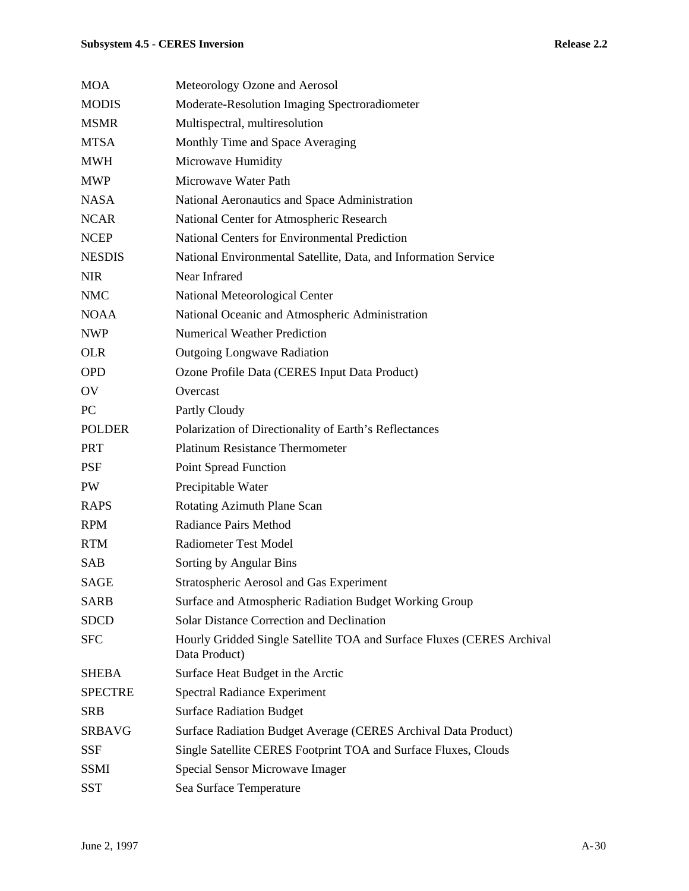| | |
|---|---|
| MOA | Meteorology Ozone and Aerosol |
| MODIS | Moderate-Resolution Imaging Spectroradiometer |
| MSMR | Multispectral, multiresolution |
| MTSA | Monthly Time and Space Averaging |
| MWH | Microwave Humidity |
| MWP | Microwave Water Path |
| NASA | National Aeronautics and Space Administration |
| NCAR | National Center for Atmospheric Research |
| NCEP | National Centers for Environmental Prediction |
| NESDIS | National Environmental Satellite, Data, and Information Service |
| NIR | Near Infrared |
| NMC | National Meteorological Center |
| NOAA | National Oceanic and Atmospheric Administration |
| NWP | Numerical Weather Prediction |
| OLR | Outgoing Longwave Radiation |
| OPD | Ozone Profile Data (CERES Input Data Product) |
| OV | Overcast |
| PC | Partly Cloudy |
| POLDER | Polarization of Directionality of Earth's Reflectances |
| PRT | Platinum Resistance Thermometer |
| PSF | Point Spread Function |
| PW | Precipitable Water |
| RAPS | Rotating Azimuth Plane Scan |
| RPM | Radiance Pairs Method |
| RTM | Radiometer Test Model |
| SAB | Sorting by Angular Bins |
| SAGE | Stratospheric Aerosol and Gas Experiment |
| SARB | Surface and Atmospheric Radiation Budget Working Group |
| SDCD | Solar Distance Correction and Declination |
| SFC | Hourly Gridded Single Satellite TOA and Surface Fluxes (CERES Archival Data Product) |
| SHEBA | Surface Heat Budget in the Arctic |
| SPECTRE | Spectral Radiance Experiment |
| SRB | Surface Radiation Budget |
| SRBAVG | Surface Radiation Budget Average (CERES Archival Data Product) |
| SSF | Single Satellite CERES Footprint TOA and Surface Fluxes, Clouds |
| SSMI | Special Sensor Microwave Imager |
| SST | Sea Surface Temperature |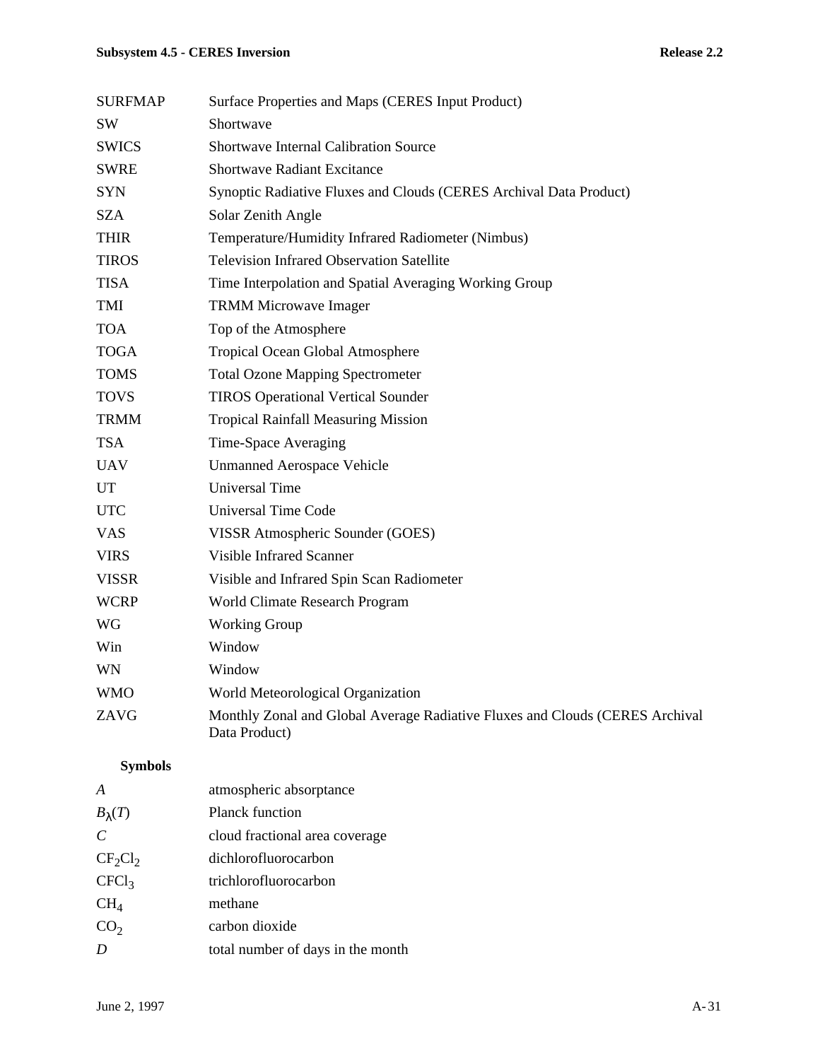| | |
|---|---|
| SURFMAP | Surface Properties and Maps (CERES Input Product) |
| SW | Shortwave |
| SWICS | Shortwave Internal Calibration Source |
| SWRE | Shortwave Radiant Excitance |
| SYN | Synoptic Radiative Fluxes and Clouds (CERES Archival Data Product) |
| SZA | Solar Zenith Angle |
| THIR | Temperature/Humidity Infrared Radiometer (Nimbus) |
| TIROS | Television Infrared Observation Satellite |
| TISA | Time Interpolation and Spatial Averaging Working Group |
| TMI | TRMM Microwave Imager |
| TOA | Top of the Atmosphere |
| TOGA | Tropical Ocean Global Atmosphere |
| TOMS | Total Ozone Mapping Spectrometer |
| TOVS | TIROS Operational Vertical Sounder |
| TRMM | Tropical Rainfall Measuring Mission |
| TSA | Time-Space Averaging |
| UAV | Unmanned Aerospace Vehicle |
| UT | Universal Time |
| UTC | Universal Time Code |
| VAS | VISSR Atmospheric Sounder (GOES) |
| VIRS | Visible Infrared Scanner |
| VISSR | Visible and Infrared Spin Scan Radiometer |
| WCRP | World Climate Research Program |
| WG | Working Group |
| Win | Window |
| WN | Window |
| WMO | World Meteorological Organization |
| ZAVG | Monthly Zonal and Global Average Radiative Fluxes and Clouds (CERES Archival Data Product) |

**Symbols**

| | |
|---|---|
| $A$ | atmospheric absorptance |
| $B_\lambda(T)$ | Planck function |
| $C$ | cloud fractional area coverage |
| $CF_2Cl_2$ | dichlorofluorocarbon |
| $CFCl_3$ | trichlorofluorocarbon |
| $CH_4$ | methane |
| $CO_2$ | carbon dioxide |
| $D$ | total number of days in the month |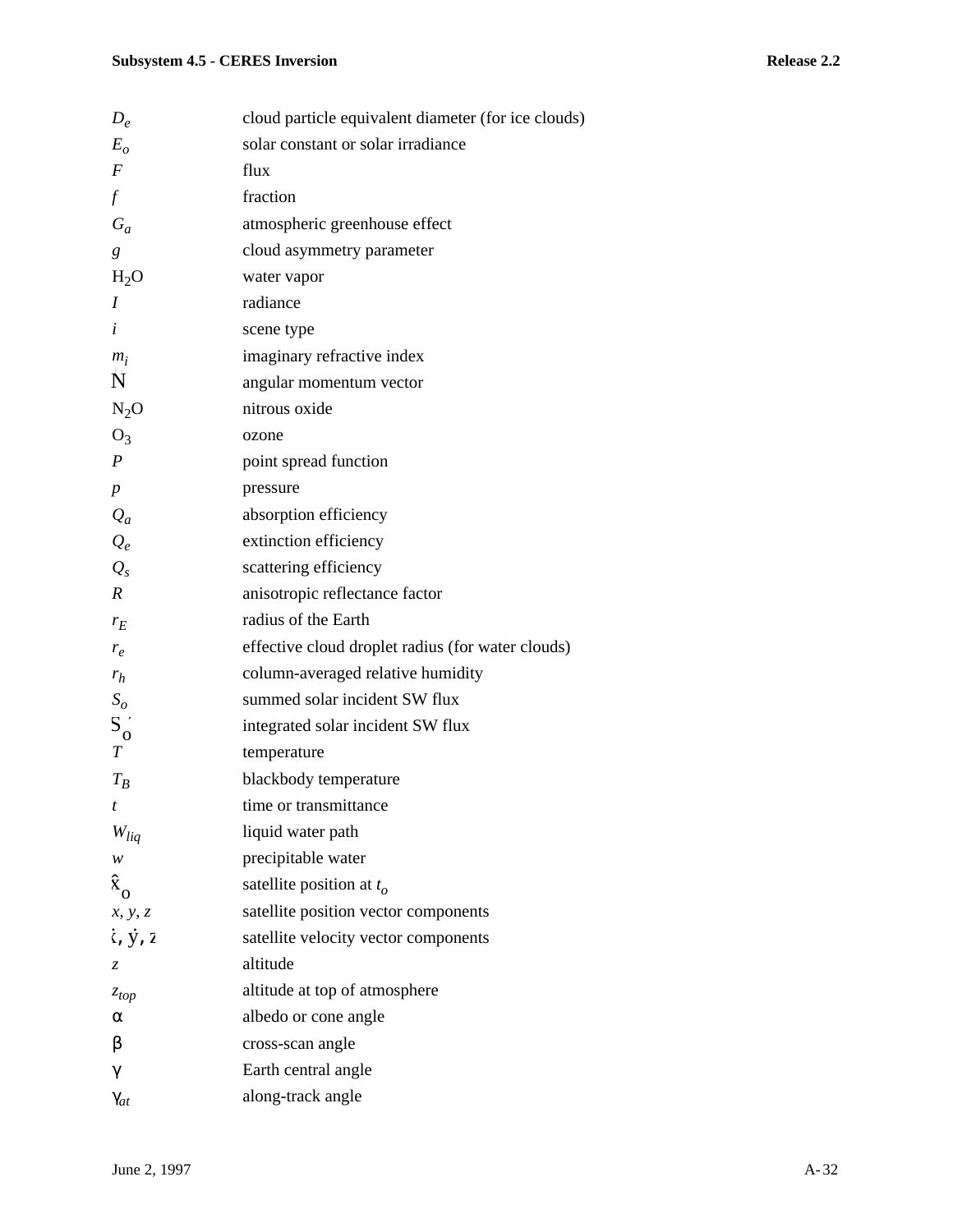| | |
|---|---|
| $D_e$ | cloud particle equivalent diameter (for ice clouds) |
| $E_o$ | solar constant or solar irradiance |
| $F$ | flux |
| $f$ | fraction |
| $G_a$ | atmospheric greenhouse effect |
| $g$ | cloud asymmetry parameter |
| $H_2O$ | water vapor |
| $I$ | radiance |
| $i$ | scene type |
| $m_i$ | imaginary refractive index |
| $\vec{N}$ | angular momentum vector |
| $N_2O$ | nitrous oxide |
| $O_3$ | ozone |
| $P$ | point spread function |
| $p$ | pressure |
| $Q_a$ | absorption efficiency |
| $Q_e$ | extinction efficiency |
| $Q_s$ | scattering efficiency |
| $R$ | anisotropic reflectance factor |
| $r_E$ | radius of the Earth |
| $r_e$ | effective cloud droplet radius (for water clouds) |
| $r_h$ | column-averaged relative humidity |
| $S_o$ | summed solar incident SW flux |
| $S_o'$ | integrated solar incident SW flux |
| $T$ | temperature |
| $T_B$ | blackbody temperature |
| $t$ | time or transmittance |
| $W_{liq}$ | liquid water path |
| $w$ | precipitable water |
| $\hat{x}_o$ | satellite position at $t_o$ |
| $x$, $y$, $z$ | satellite position vector components |
| $\dot{x}$, $\dot{y}$, $\dot{z}$ | satellite velocity vector components |
| $z$ | altitude |
| $z_{top}$ | altitude at top of atmosphere |
| $\alpha$ | albedo or cone angle |
| $\beta$ | cross-scan angle |
| $\gamma$ | Earth central angle |
| $\gamma_{at}$ | along-track angle |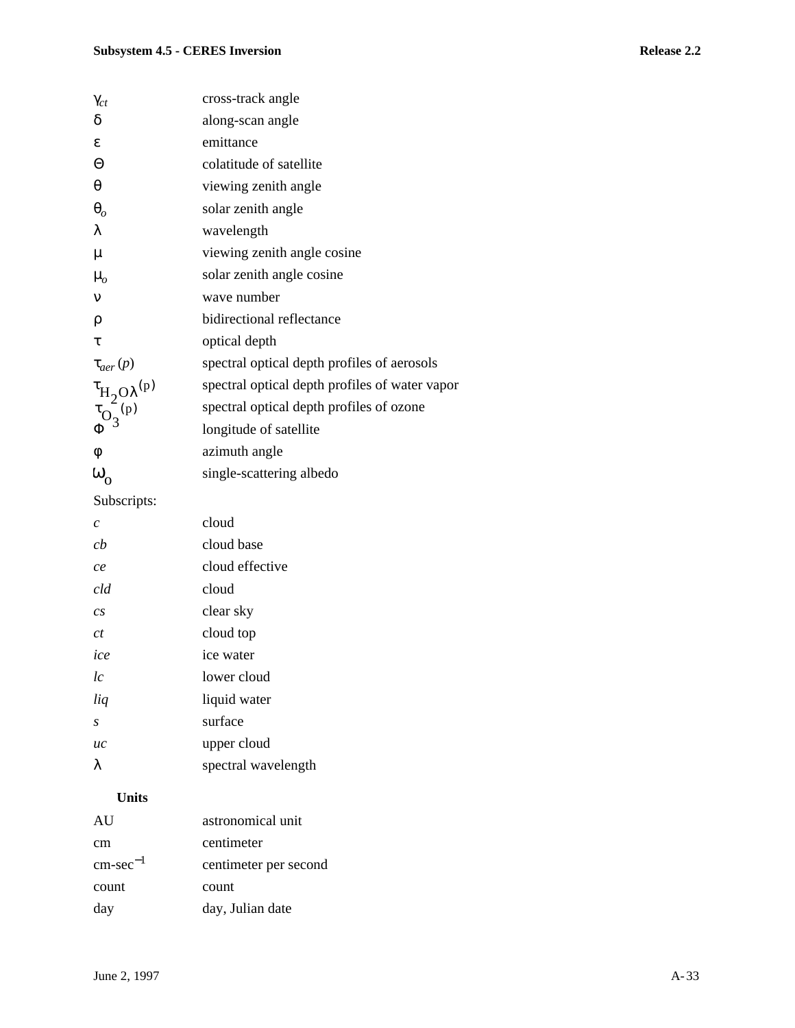| | |
|---|---|
| $\gamma_{ct}$ | cross-track angle |
| $\delta$ | along-scan angle |
| $\varepsilon$ | emittance |
| $\Theta$ | colatitude of satellite |
| $\theta$ | viewing zenith angle |
| $\theta_o$ | solar zenith angle |
| $\lambda$ | wavelength |
| $\mu$ | viewing zenith angle cosine |
| $\mu_o$ | solar zenith angle cosine |
| $\nu$ | wave number |
| $\rho$ | bidirectional reflectance |
| $\tau$ | optical depth |
| $\tau_{aer}(p)$ | spectral optical depth profiles of aerosols |
| $\tau_{H_2O\lambda}(p)$ | spectral optical depth profiles of water vapor |
| $\tau_{O_3}(p)$ | spectral optical depth profiles of ozone |
| $\Phi$ | longitude of satellite |
| $\phi$ | azimuth angle |
| $\omega_o$ | single-scattering albedo |

Subscripts:

| | |
|---|---|
| *c* | cloud |
| *cb* | cloud base |
| *ce* | cloud effective |
| *cld* | cloud |
| *cs* | clear sky |
| *ct* | cloud top |
| *ice* | ice water |
| *lc* | lower cloud |
| *liq* | liquid water |
| *s* | surface |
| *uc* | upper cloud |
| $\lambda$ | spectral wavelength |

**Units**

| | |
|---|---|
| AU | astronomical unit |
| cm | centimeter |
| cm-sec$^{-1}$ | centimeter per second |
| count | count |
| day | day, Julian date |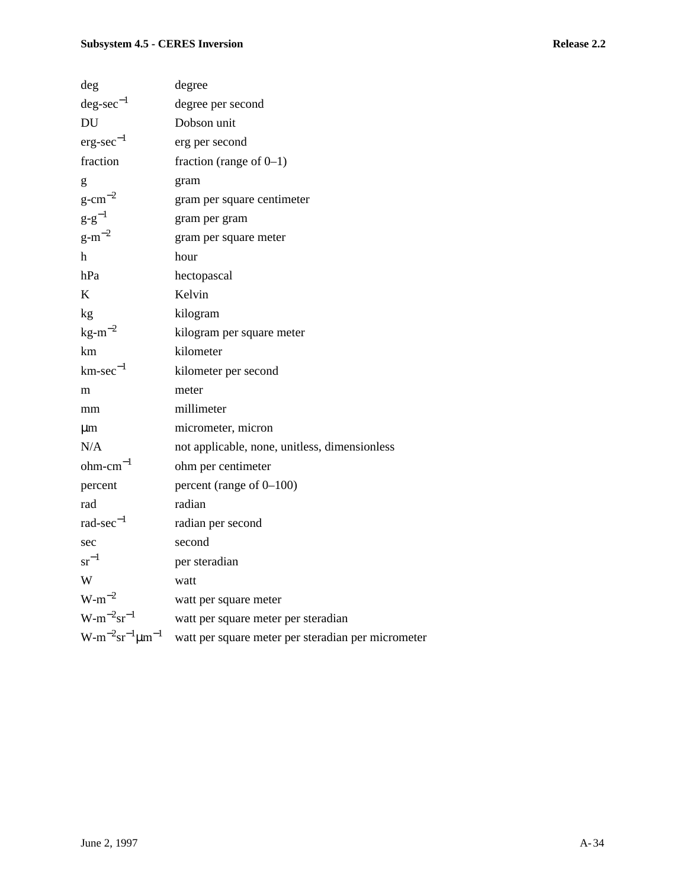| | |
|---|---|
| deg | degree |
| deg-sec$^{-1}$ | degree per second |
| DU | Dobson unit |
| erg-sec$^{-1}$ | erg per second |
| fraction | fraction (range of 0–1) |
| g | gram |
| g-cm$^{-2}$ | gram per square centimeter |
| g-g$^{-1}$ | gram per gram |
| g-m$^{-2}$ | gram per square meter |
| h | hour |
| hPa | hectopascal |
| K | Kelvin |
| kg | kilogram |
| kg-m$^{-2}$ | kilogram per square meter |
| km | kilometer |
| km-sec$^{-1}$ | kilometer per second |
| m | meter |
| mm | millimeter |
| $\mu$m | micrometer, micron |
| N/A | not applicable, none, unitless, dimensionless |
| ohm-cm$^{-1}$ | ohm per centimeter |
| percent | percent (range of 0–100) |
| rad | radian |
| rad-sec$^{-1}$ | radian per second |
| sec | second |
| sr$^{-1}$ | per steradian |
| W | watt |
| W-m$^{-2}$ | watt per square meter |
| W-m$^{-2}$sr$^{-1}$ | watt per square meter per steradian |
| W-m$^{-2}$sr$^{-1}\mu$m$^{-1}$ | watt per square meter per steradian per micrometer |